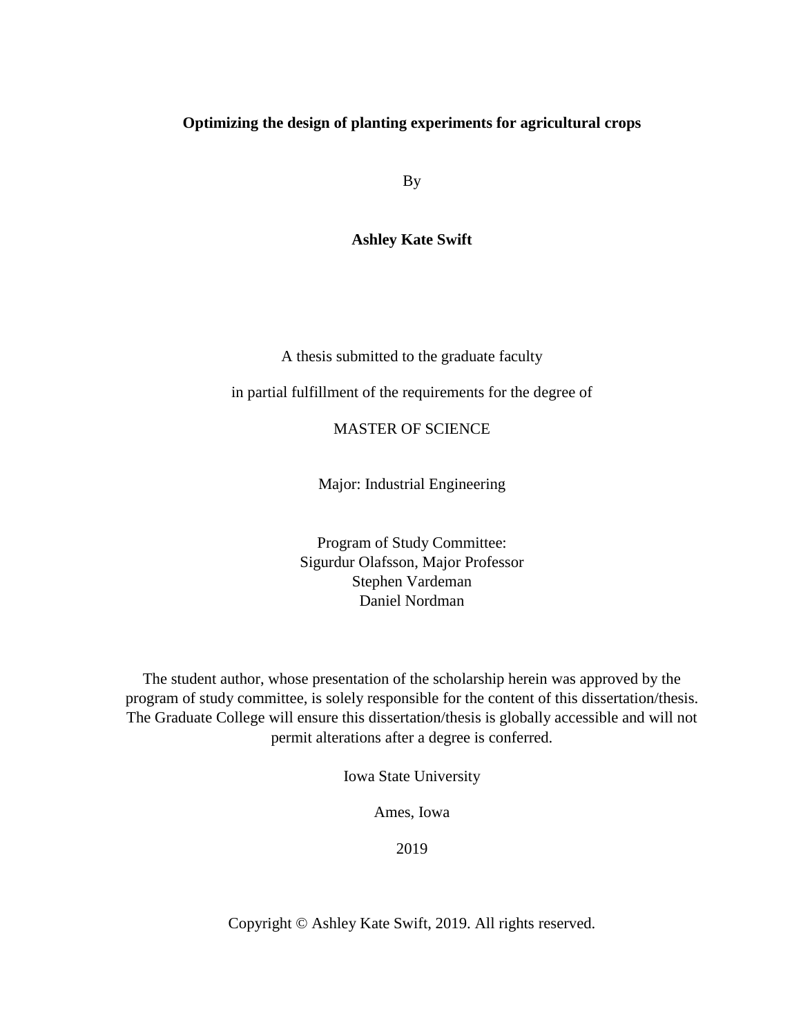**Optimizing the design of planting experiments for agricultural crops**

By

**Ashley Kate Swift**

A thesis submitted to the graduate faculty

in partial fulfillment of the requirements for the degree of

MASTER OF SCIENCE

Major: Industrial Engineering

Program of Study Committee:
Sigurdur Olafsson, Major Professor
Stephen Vardeman
Daniel Nordman

The student author, whose presentation of the scholarship herein was approved by the program of study committee, is solely responsible for the content of this dissertation/thesis. The Graduate College will ensure this dissertation/thesis is globally accessible and will not permit alterations after a degree is conferred.

Iowa State University

Ames, Iowa

2019

Copyright © Ashley Kate Swift, 2019. All rights reserved.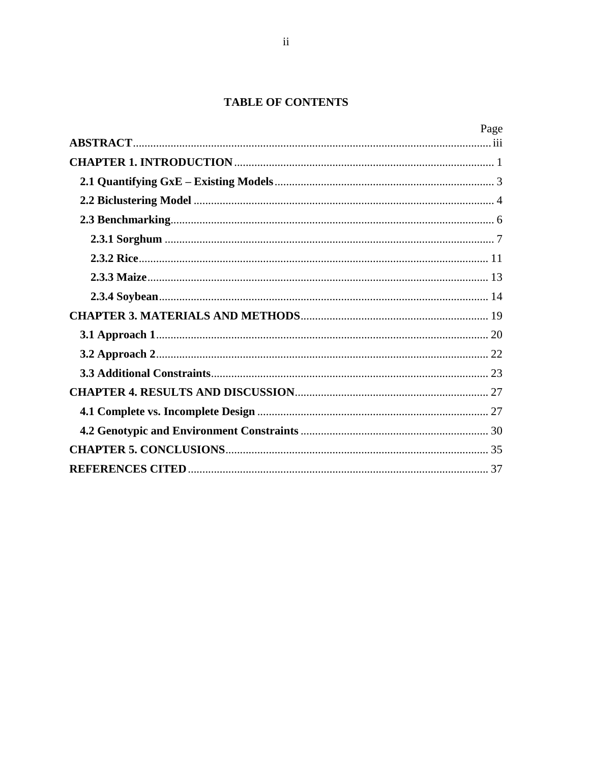# TABLE OF CONTENTS

| | Page |
|---|---|
| **ABSTRACT** | iii |
| **CHAPTER 1. INTRODUCTION** | 1 |
| **2.1 Quantifying GxE – Existing Models** | 3 |
| **2.2 Biclustering Model** | 4 |
| **2.3 Benchmarking** | 6 |
| **2.3.1 Sorghum** | 7 |
| **2.3.2 Rice** | 11 |
| **2.3.3 Maize** | 13 |
| **2.3.4 Soybean** | 14 |
| **CHAPTER 3. MATERIALS AND METHODS** | 19 |
| **3.1 Approach 1** | 20 |
| **3.2 Approach 2** | 22 |
| **3.3 Additional Constraints** | 23 |
| **CHAPTER 4. RESULTS AND DISCUSSION** | 27 |
| **4.1 Complete vs. Incomplete Design** | 27 |
| **4.2 Genotypic and Environment Constraints** | 30 |
| **CHAPTER 5. CONCLUSIONS** | 35 |
| **REFERENCES CITED** | 37 |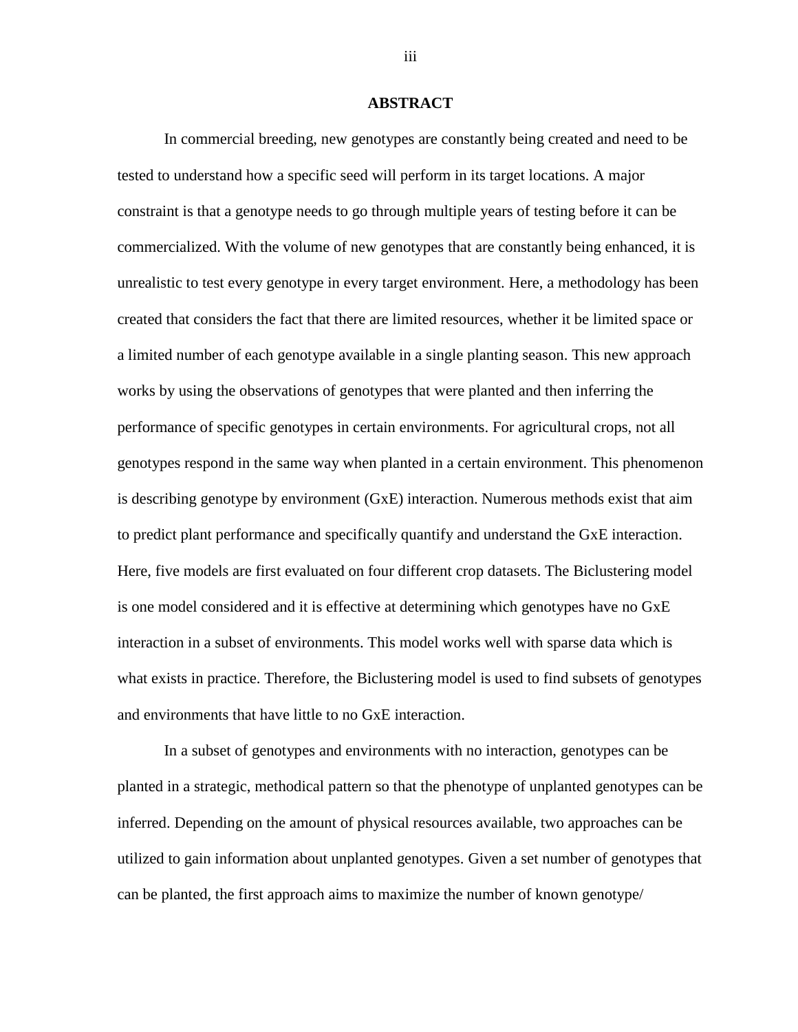## ABSTRACT

In commercial breeding, new genotypes are constantly being created and need to be tested to understand how a specific seed will perform in its target locations. A major constraint is that a genotype needs to go through multiple years of testing before it can be commercialized. With the volume of new genotypes that are constantly being enhanced, it is unrealistic to test every genotype in every target environment. Here, a methodology has been created that considers the fact that there are limited resources, whether it be limited space or a limited number of each genotype available in a single planting season. This new approach works by using the observations of genotypes that were planted and then inferring the performance of specific genotypes in certain environments. For agricultural crops, not all genotypes respond in the same way when planted in a certain environment. This phenomenon is describing genotype by environment (GxE) interaction. Numerous methods exist that aim to predict plant performance and specifically quantify and understand the GxE interaction. Here, five models are first evaluated on four different crop datasets. The Biclustering model is one model considered and it is effective at determining which genotypes have no GxE interaction in a subset of environments. This model works well with sparse data which is what exists in practice. Therefore, the Biclustering model is used to find subsets of genotypes and environments that have little to no GxE interaction.

In a subset of genotypes and environments with no interaction, genotypes can be planted in a strategic, methodical pattern so that the phenotype of unplanted genotypes can be inferred. Depending on the amount of physical resources available, two approaches can be utilized to gain information about unplanted genotypes. Given a set number of genotypes that can be planted, the first approach aims to maximize the number of known genotype/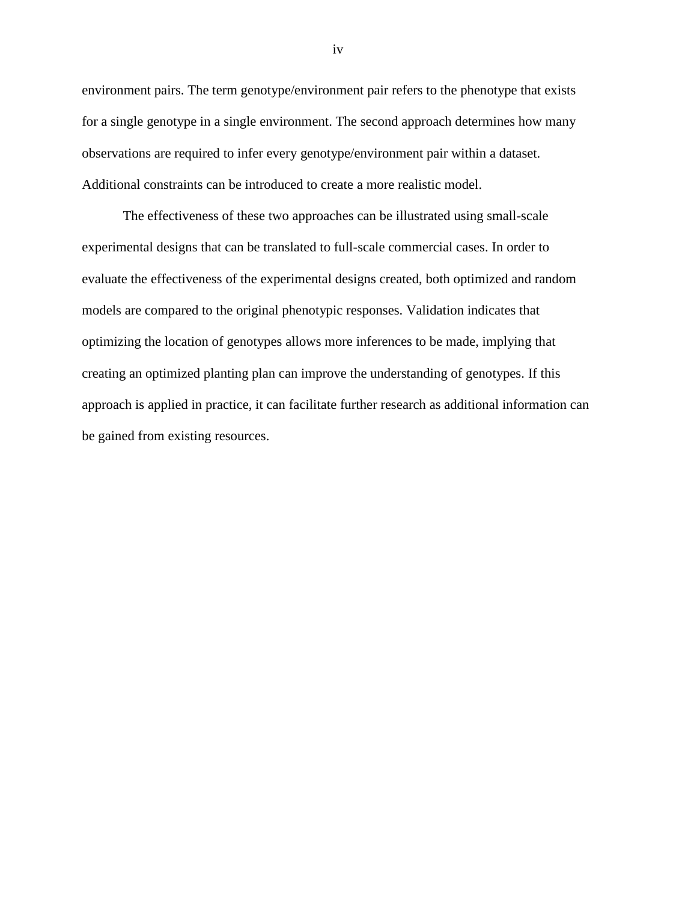environment pairs. The term genotype/environment pair refers to the phenotype that exists for a single genotype in a single environment. The second approach determines how many observations are required to infer every genotype/environment pair within a dataset. Additional constraints can be introduced to create a more realistic model.

The effectiveness of these two approaches can be illustrated using small-scale experimental designs that can be translated to full-scale commercial cases. In order to evaluate the effectiveness of the experimental designs created, both optimized and random models are compared to the original phenotypic responses. Validation indicates that optimizing the location of genotypes allows more inferences to be made, implying that creating an optimized planting plan can improve the understanding of genotypes. If this approach is applied in practice, it can facilitate further research as additional information can be gained from existing resources.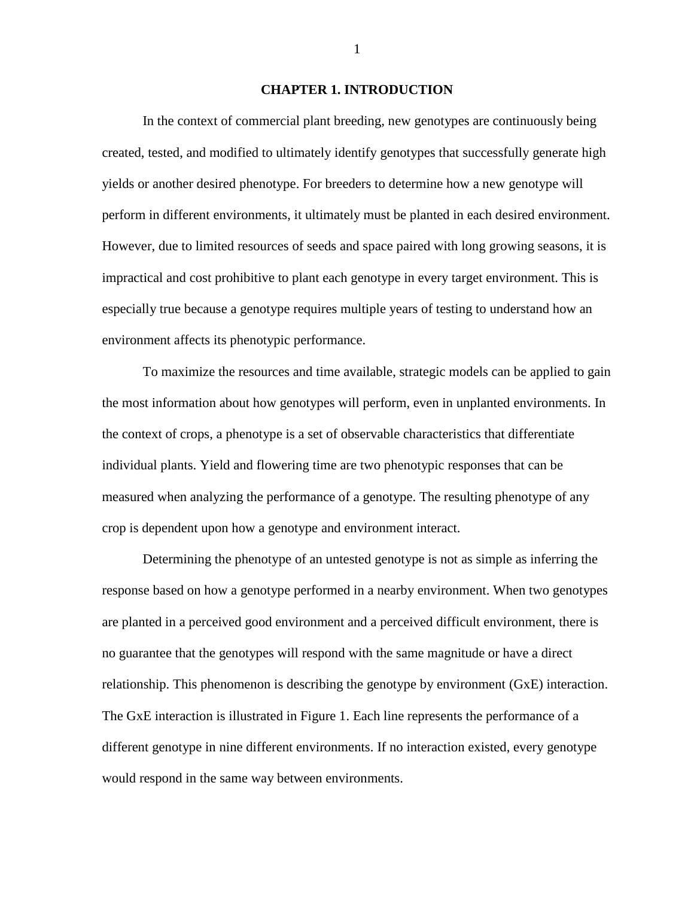# CHAPTER 1. INTRODUCTION

In the context of commercial plant breeding, new genotypes are continuously being created, tested, and modified to ultimately identify genotypes that successfully generate high yields or another desired phenotype. For breeders to determine how a new genotype will perform in different environments, it ultimately must be planted in each desired environment. However, due to limited resources of seeds and space paired with long growing seasons, it is impractical and cost prohibitive to plant each genotype in every target environment. This is especially true because a genotype requires multiple years of testing to understand how an environment affects its phenotypic performance.

To maximize the resources and time available, strategic models can be applied to gain the most information about how genotypes will perform, even in unplanted environments. In the context of crops, a phenotype is a set of observable characteristics that differentiate individual plants. Yield and flowering time are two phenotypic responses that can be measured when analyzing the performance of a genotype. The resulting phenotype of any crop is dependent upon how a genotype and environment interact.

Determining the phenotype of an untested genotype is not as simple as inferring the response based on how a genotype performed in a nearby environment. When two genotypes are planted in a perceived good environment and a perceived difficult environment, there is no guarantee that the genotypes will respond with the same magnitude or have a direct relationship. This phenomenon is describing the genotype by environment (GxE) interaction. The GxE interaction is illustrated in Figure 1. Each line represents the performance of a different genotype in nine different environments. If no interaction existed, every genotype would respond in the same way between environments.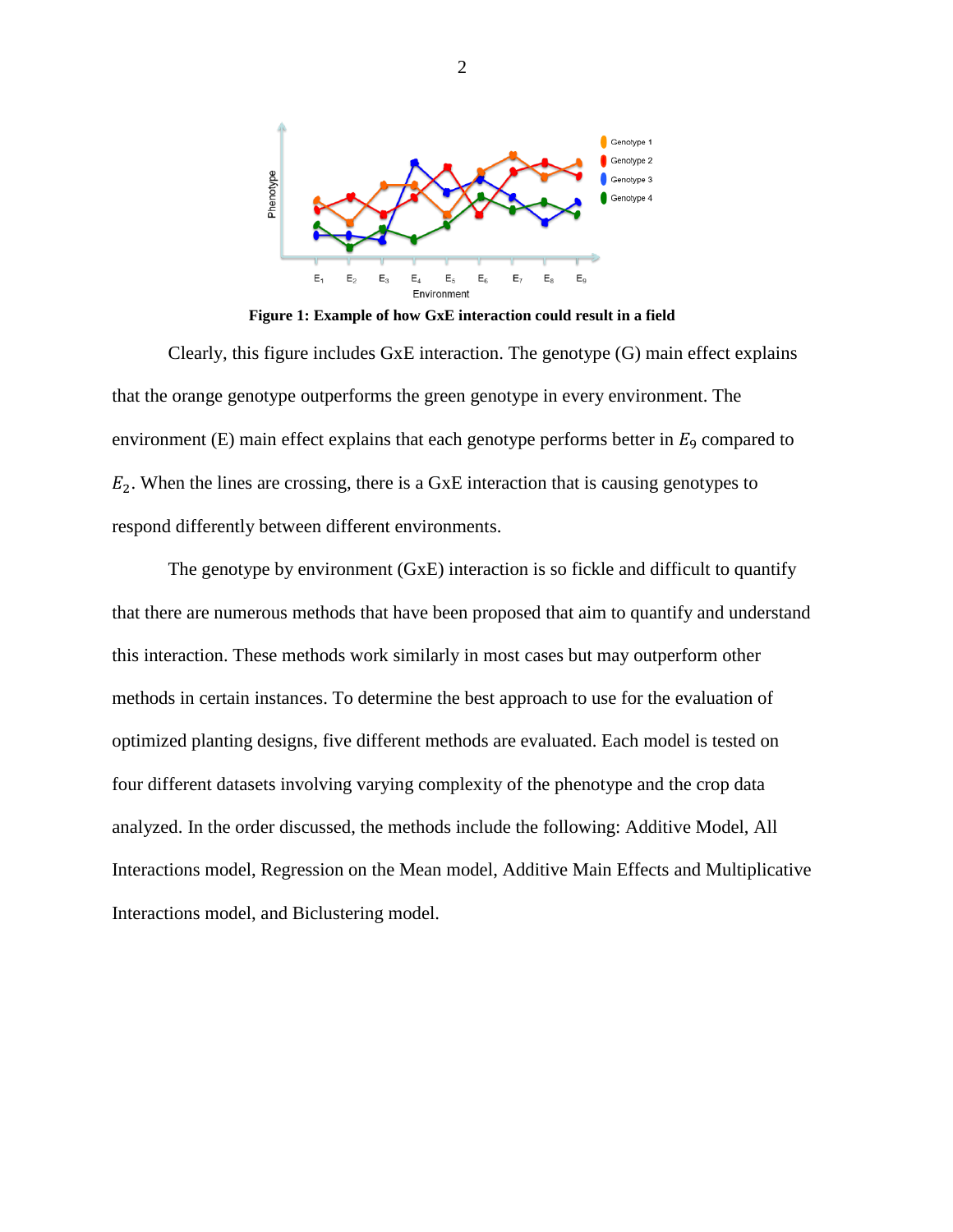**Figure 1: Example of how GxE interaction could result in a field**

Clearly, this figure includes GxE interaction. The genotype (G) main effect explains that the orange genotype outperforms the green genotype in every environment. The environment (E) main effect explains that each genotype performs better in $E_9$ compared to $E_2$. When the lines are crossing, there is a GxE interaction that is causing genotypes to respond differently between different environments.

The genotype by environment (GxE) interaction is so fickle and difficult to quantify that there are numerous methods that have been proposed that aim to quantify and understand this interaction. These methods work similarly in most cases but may outperform other methods in certain instances. To determine the best approach to use for the evaluation of optimized planting designs, five different methods are evaluated. Each model is tested on four different datasets involving varying complexity of the phenotype and the crop data analyzed. In the order discussed, the methods include the following: Additive Model, All Interactions model, Regression on the Mean model, Additive Main Effects and Multiplicative Interactions model, and Biclustering model.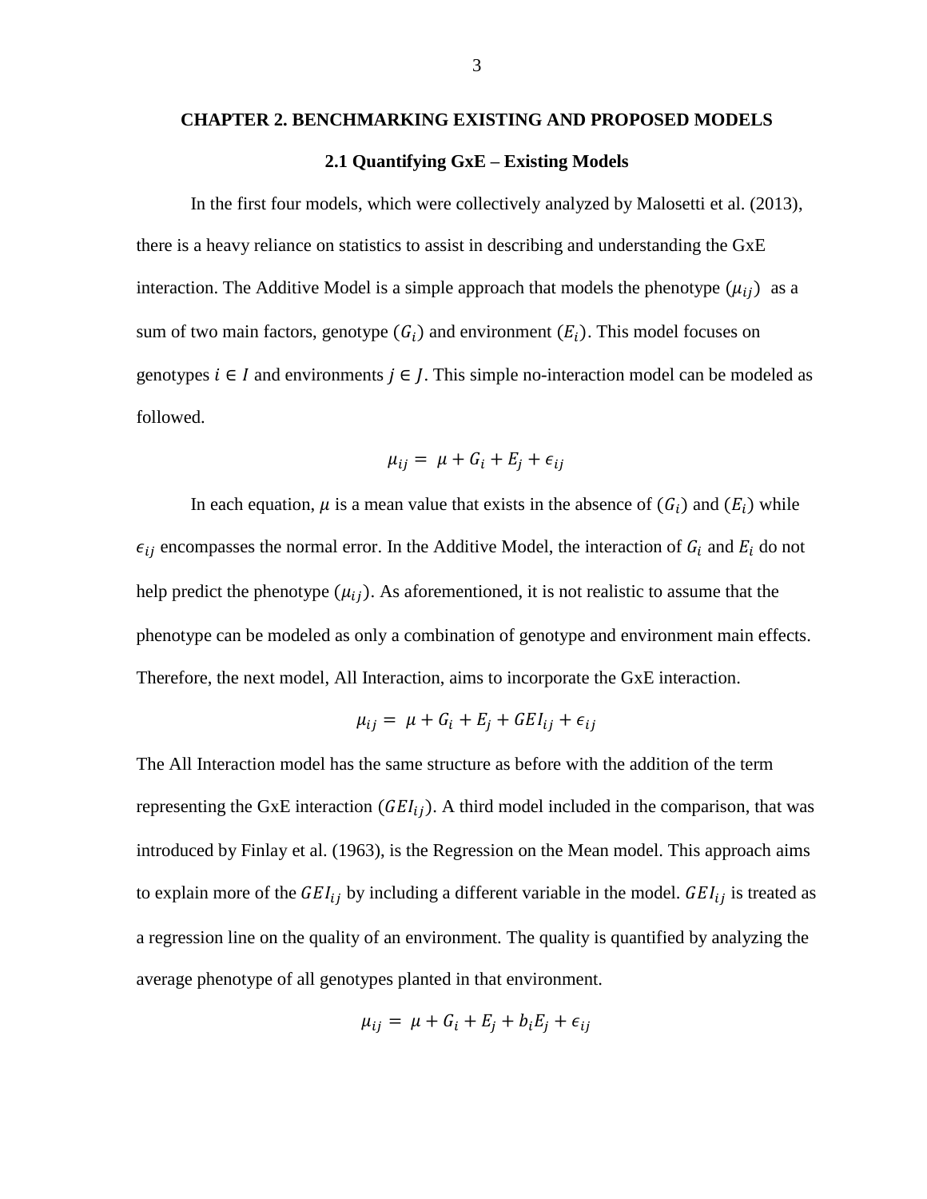# CHAPTER 2. BENCHMARKING EXISTING AND PROPOSED MODELS

## 2.1 Quantifying GxE – Existing Models

In the first four models, which were collectively analyzed by Malosetti et al. (2013), there is a heavy reliance on statistics to assist in describing and understanding the GxE interaction. The Additive Model is a simple approach that models the phenotype ($\mu_{ij}$) as a sum of two main factors, genotype ($G_i$) and environment ($E_i$). This model focuses on genotypes $i \in I$ and environments $j \in J$. This simple no-interaction model can be modeled as followed.

$$\mu_{ij} = \mu + G_i + E_j + \epsilon_{ij}$$

In each equation, $\mu$ is a mean value that exists in the absence of ($G_i$) and ($E_i$) while $\epsilon_{ij}$ encompasses the normal error. In the Additive Model, the interaction of $G_i$ and $E_i$ do not help predict the phenotype ($\mu_{ij}$). As aforementioned, it is not realistic to assume that the phenotype can be modeled as only a combination of genotype and environment main effects. Therefore, the next model, All Interaction, aims to incorporate the GxE interaction.

$$\mu_{ij} = \mu + G_i + E_j + GEI_{ij} + \epsilon_{ij}$$

The All Interaction model has the same structure as before with the addition of the term representing the GxE interaction ($GEI_{ij}$). A third model included in the comparison, that was introduced by Finlay et al. (1963), is the Regression on the Mean model. This approach aims to explain more of the $GEI_{ij}$ by including a different variable in the model. $GEI_{ij}$ is treated as a regression line on the quality of an environment. The quality is quantified by analyzing the average phenotype of all genotypes planted in that environment.

$$\mu_{ij} = \mu + G_i + E_j + b_i E_j + \epsilon_{ij}$$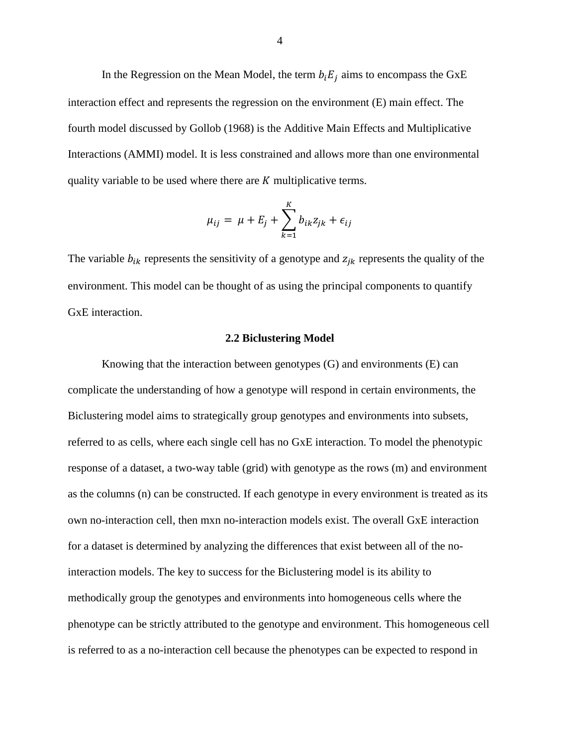In the Regression on the Mean Model, the term $b_iE_j$ aims to encompass the GxE interaction effect and represents the regression on the environment (E) main effect. The fourth model discussed by Gollob (1968) is the Additive Main Effects and Multiplicative Interactions (AMMI) model. It is less constrained and allows more than one environmental quality variable to be used where there are $K$ multiplicative terms.

$$\mu_{ij} = \mu + E_j + \sum_{k=1}^{K} b_{ik} z_{jk} + \epsilon_{ij}$$

The variable $b_{ik}$ represents the sensitivity of a genotype and $z_{jk}$ represents the quality of the environment. This model can be thought of as using the principal components to quantify GxE interaction.

### 2.2 Biclustering Model

Knowing that the interaction between genotypes (G) and environments (E) can complicate the understanding of how a genotype will respond in certain environments, the Biclustering model aims to strategically group genotypes and environments into subsets, referred to as cells, where each single cell has no GxE interaction. To model the phenotypic response of a dataset, a two-way table (grid) with genotype as the rows (m) and environment as the columns (n) can be constructed. If each genotype in every environment is treated as its own no-interaction cell, then mxn no-interaction models exist. The overall GxE interaction for a dataset is determined by analyzing the differences that exist between all of the no-interaction models. The key to success for the Biclustering model is its ability to methodically group the genotypes and environments into homogeneous cells where the phenotype can be strictly attributed to the genotype and environment. This homogeneous cell is referred to as a no-interaction cell because the phenotypes can be expected to respond in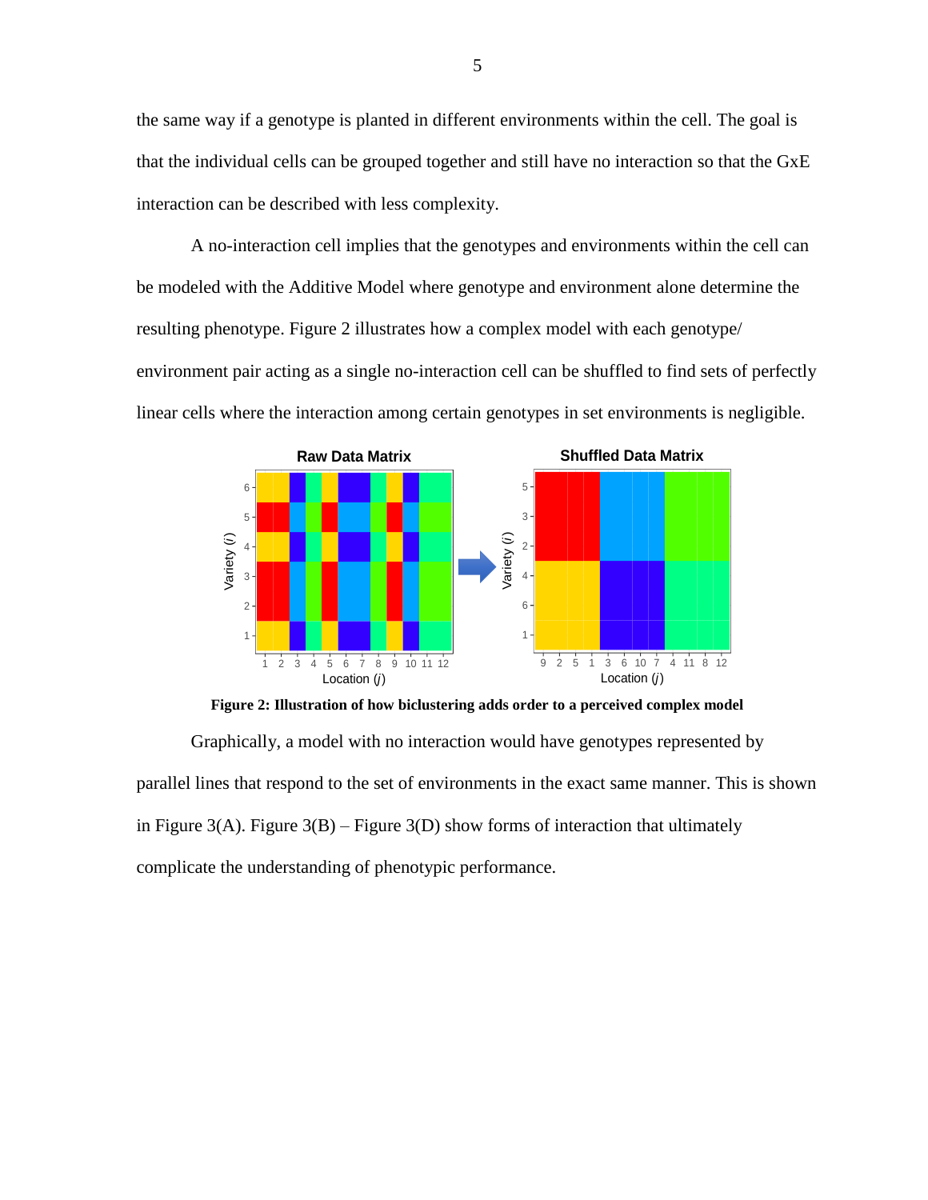the same way if a genotype is planted in different environments within the cell. The goal is that the individual cells can be grouped together and still have no interaction so that the GxE interaction can be described with less complexity.

A no-interaction cell implies that the genotypes and environments within the cell can be modeled with the Additive Model where genotype and environment alone determine the resulting phenotype. Figure 2 illustrates how a complex model with each genotype/ environment pair acting as a single no-interaction cell can be shuffled to find sets of perfectly linear cells where the interaction among certain genotypes in set environments is negligible.

**Figure 2: Illustration of how biclustering adds order to a perceived complex model**

Graphically, a model with no interaction would have genotypes represented by parallel lines that respond to the set of environments in the exact same manner. This is shown in Figure 3(A). Figure 3(B) – Figure 3(D) show forms of interaction that ultimately complicate the understanding of phenotypic performance.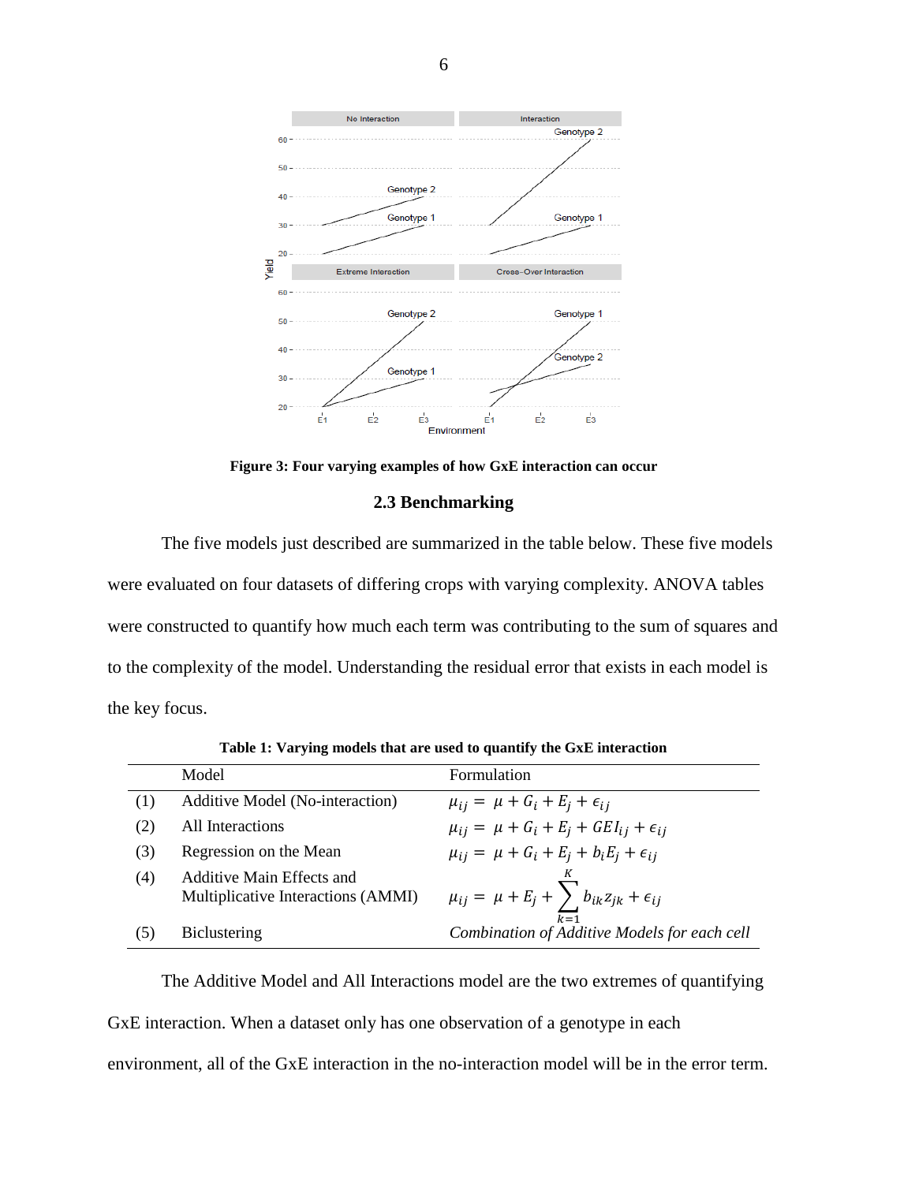Figure 3: Four varying examples of how GxE interaction can occur

### 2.3 Benchmarking

The five models just described are summarized in the table below. These five models were evaluated on four datasets of differing crops with varying complexity. ANOVA tables were constructed to quantify how much each term was contributing to the sum of squares and to the complexity of the model. Understanding the residual error that exists in each model is the key focus.

**Table 1: Varying models that are used to quantify the GxE interaction**

| | Model | Formulation |
|---|---|---|
| (1) | Additive Model (No-interaction) | $\mu_{ij} = \mu + G_i + E_j + \epsilon_{ij}$ |
| (2) | All Interactions | $\mu_{ij} = \mu + G_i + E_j + GEI_{ij} + \epsilon_{ij}$ |
| (3) | Regression on the Mean | $\mu_{ij} = \mu + G_i + E_j + b_i E_j + \epsilon_{ij}$ |
| (4) | Additive Main Effects and Multiplicative Interactions (AMMI) | $\mu_{ij} = \mu + E_j + \sum_{k=1}^{K} b_{ik} z_{jk} + \epsilon_{ij}$ |
| (5) | Biclustering | *Combination of Additive Models for each cell* |

The Additive Model and All Interactions model are the two extremes of quantifying GxE interaction. When a dataset only has one observation of a genotype in each environment, all of the GxE interaction in the no-interaction model will be in the error term.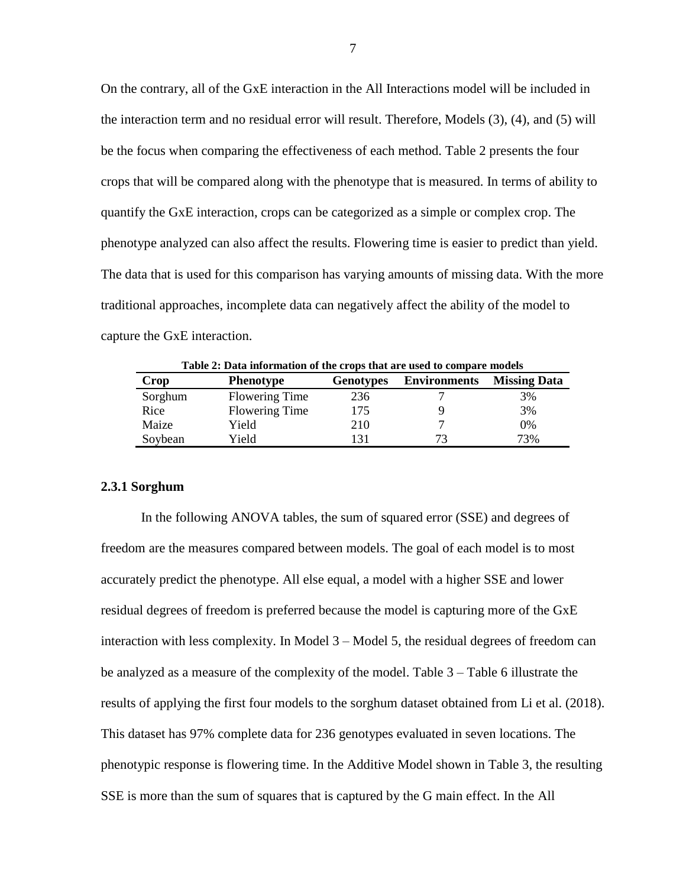On the contrary, all of the GxE interaction in the All Interactions model will be included in the interaction term and no residual error will result. Therefore, Models (3), (4), and (5) will be the focus when comparing the effectiveness of each method. Table 2 presents the four crops that will be compared along with the phenotype that is measured. In terms of ability to quantify the GxE interaction, crops can be categorized as a simple or complex crop. The phenotype analyzed can also affect the results. Flowering time is easier to predict than yield. The data that is used for this comparison has varying amounts of missing data. With the more traditional approaches, incomplete data can negatively affect the ability of the model to capture the GxE interaction.

**Table 2: Data information of the crops that are used to compare models**

| Crop | Phenotype | Genotypes | Environments | Missing Data |
|---|---|---|---|---|
| Sorghum | Flowering Time | 236 | 7 | 3% |
| Rice | Flowering Time | 175 | 9 | 3% |
| Maize | Yield | 210 | 7 | 0% |
| Soybean | Yield | 131 | 73 | 73% |

### 2.3.1 Sorghum

In the following ANOVA tables, the sum of squared error (SSE) and degrees of freedom are the measures compared between models. The goal of each model is to most accurately predict the phenotype. All else equal, a model with a higher SSE and lower residual degrees of freedom is preferred because the model is capturing more of the GxE interaction with less complexity. In Model 3 – Model 5, the residual degrees of freedom can be analyzed as a measure of the complexity of the model. Table 3 – Table 6 illustrate the results of applying the first four models to the sorghum dataset obtained from Li et al. (2018). This dataset has 97% complete data for 236 genotypes evaluated in seven locations. The phenotypic response is flowering time. In the Additive Model shown in Table 3, the resulting SSE is more than the sum of squares that is captured by the G main effect. In the All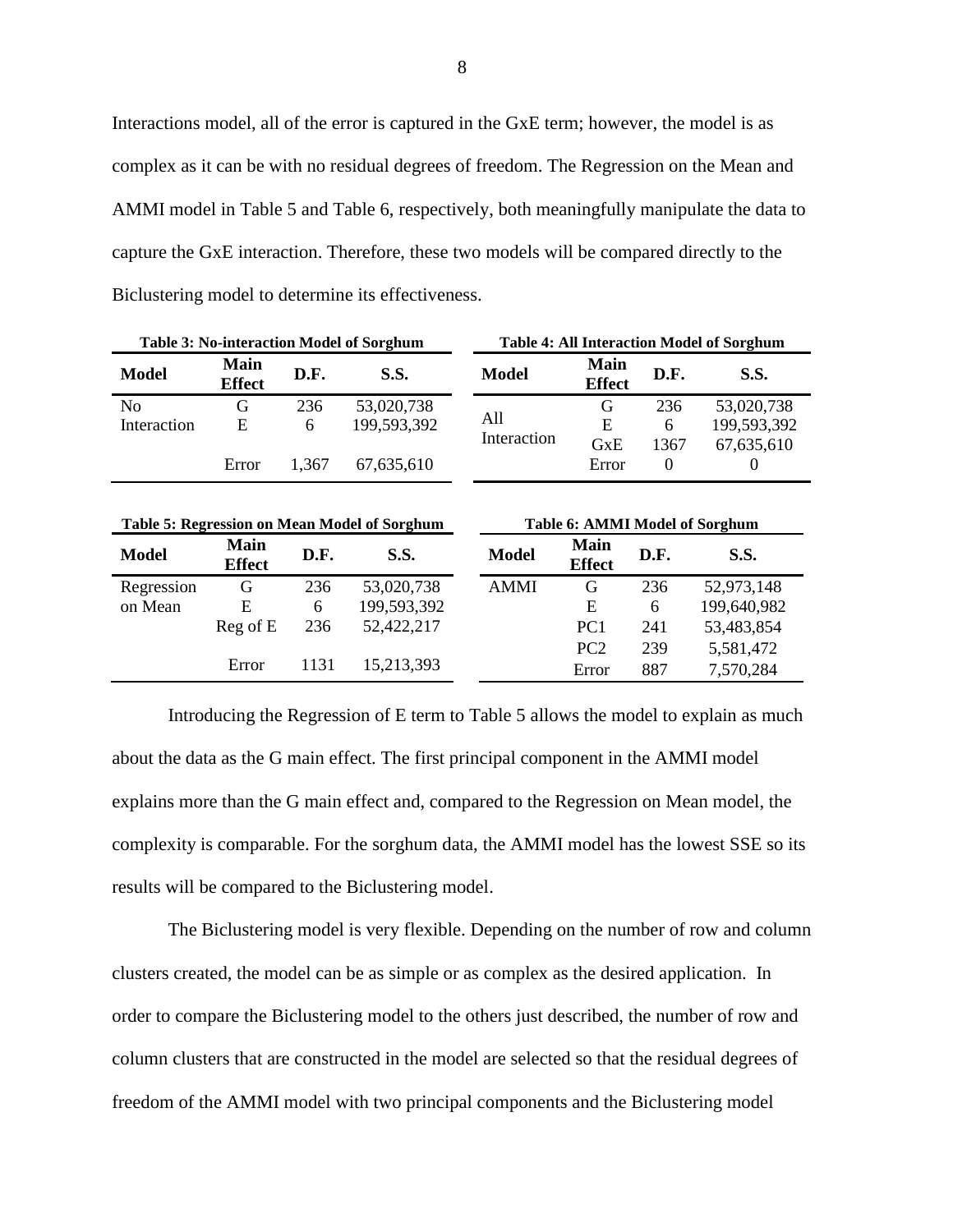Interactions model, all of the error is captured in the GxE term; however, the model is as complex as it can be with no residual degrees of freedom. The Regression on the Mean and AMMI model in Table 5 and Table 6, respectively, both meaningfully manipulate the data to capture the GxE interaction. Therefore, these two models will be compared directly to the Biclustering model to determine its effectiveness.

**Table 3: No-interaction Model of Sorghum**

| Model | Main Effect | D.F. | S.S. |
|---|---|---|---|
| No Interaction | G | 236 | 53,020,738 |
| | E | 6 | 199,593,392 |
| | Error | 1,367 | 67,635,610 |

**Table 4: All Interaction Model of Sorghum**

| Model | Main Effect | D.F. | S.S. |
|---|---|---|---|
| All Interaction | G | 236 | 53,020,738 |
| | E | 6 | 199,593,392 |
| | GxE | 1367 | 67,635,610 |
| | Error | 0 | 0 |

**Table 5: Regression on Mean Model of Sorghum**

| Model | Main Effect | D.F. | S.S. |
|---|---|---|---|
| Regression on Mean | G | 236 | 53,020,738 |
| | E | 6 | 199,593,392 |
| | Reg of E | 236 | 52,422,217 |
| | Error | 1131 | 15,213,393 |

**Table 6: AMMI Model of Sorghum**

| Model | Main Effect | D.F. | S.S. |
|---|---|---|---|
| AMMI | G | 236 | 52,973,148 |
| | E | 6 | 199,640,982 |
| | PC1 | 241 | 53,483,854 |
| | PC2 | 239 | 5,581,472 |
| | Error | 887 | 7,570,284 |

Introducing the Regression of E term to Table 5 allows the model to explain as much about the data as the G main effect. The first principal component in the AMMI model explains more than the G main effect and, compared to the Regression on Mean model, the complexity is comparable. For the sorghum data, the AMMI model has the lowest SSE so its results will be compared to the Biclustering model.

The Biclustering model is very flexible. Depending on the number of row and column clusters created, the model can be as simple or as complex as the desired application. In order to compare the Biclustering model to the others just described, the number of row and column clusters that are constructed in the model are selected so that the residual degrees of freedom of the AMMI model with two principal components and the Biclustering model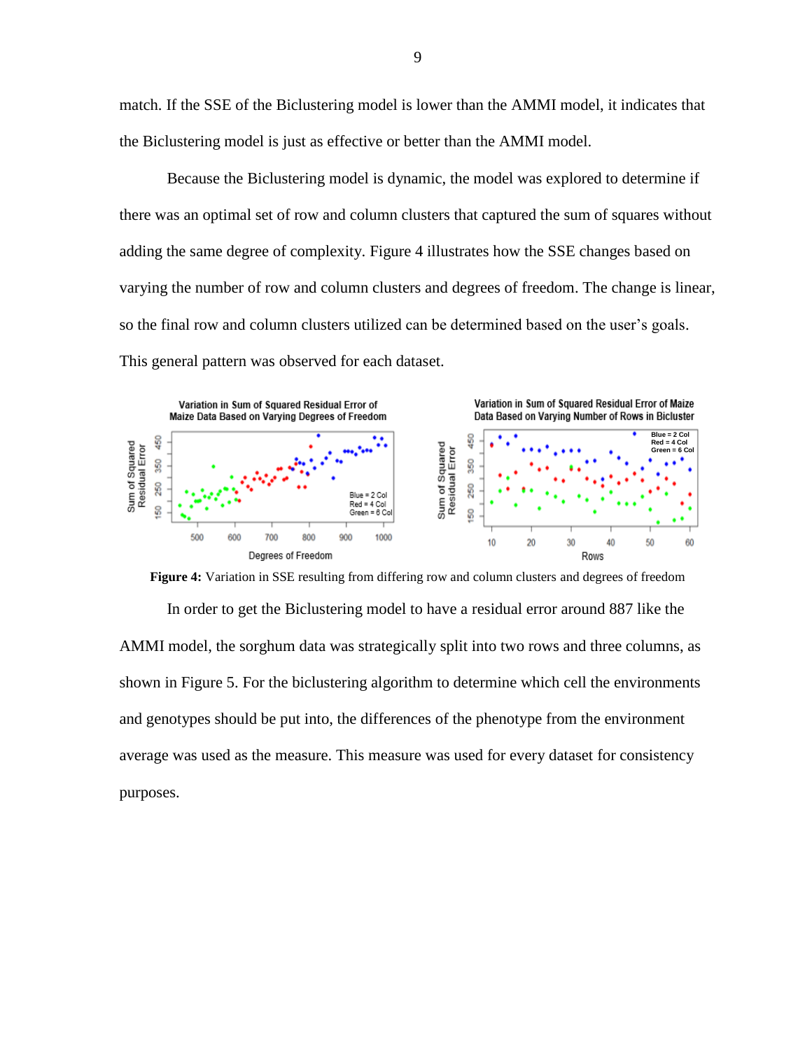match. If the SSE of the Biclustering model is lower than the AMMI model, it indicates that the Biclustering model is just as effective or better than the AMMI model.

Because the Biclustering model is dynamic, the model was explored to determine if there was an optimal set of row and column clusters that captured the sum of squares without adding the same degree of complexity. Figure 4 illustrates how the SSE changes based on varying the number of row and column clusters and degrees of freedom. The change is linear, so the final row and column clusters utilized can be determined based on the user's goals. This general pattern was observed for each dataset.

**Figure 4:** Variation in SSE resulting from differing row and column clusters and degrees of freedom

In order to get the Biclustering model to have a residual error around 887 like the AMMI model, the sorghum data was strategically split into two rows and three columns, as shown in Figure 5. For the biclustering algorithm to determine which cell the environments and genotypes should be put into, the differences of the phenotype from the environment average was used as the measure. This measure was used for every dataset for consistency purposes.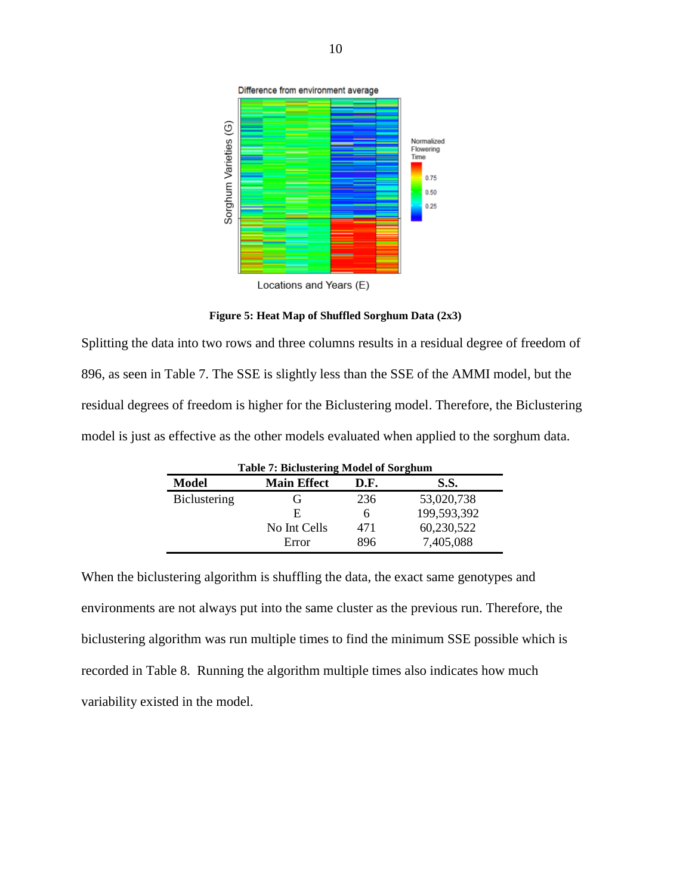**Figure 5: Heat Map of Shuffled Sorghum Data (2x3)**

Splitting the data into two rows and three columns results in a residual degree of freedom of 896, as seen in Table 7. The SSE is slightly less than the SSE of the AMMI model, but the residual degrees of freedom is higher for the Biclustering model. Therefore, the Biclustering model is just as effective as the other models evaluated when applied to the sorghum data.

**Table 7: Biclustering Model of Sorghum**

| Model | Main Effect | D.F. | S.S. |
|---|---|---|---|
| Biclustering | G | 236 | 53,020,738 |
| | E | 6 | 199,593,392 |
| | No Int Cells | 471 | 60,230,522 |
| | Error | 896 | 7,405,088 |

When the biclustering algorithm is shuffling the data, the exact same genotypes and environments are not always put into the same cluster as the previous run. Therefore, the biclustering algorithm was run multiple times to find the minimum SSE possible which is recorded in Table 8. Running the algorithm multiple times also indicates how much variability existed in the model.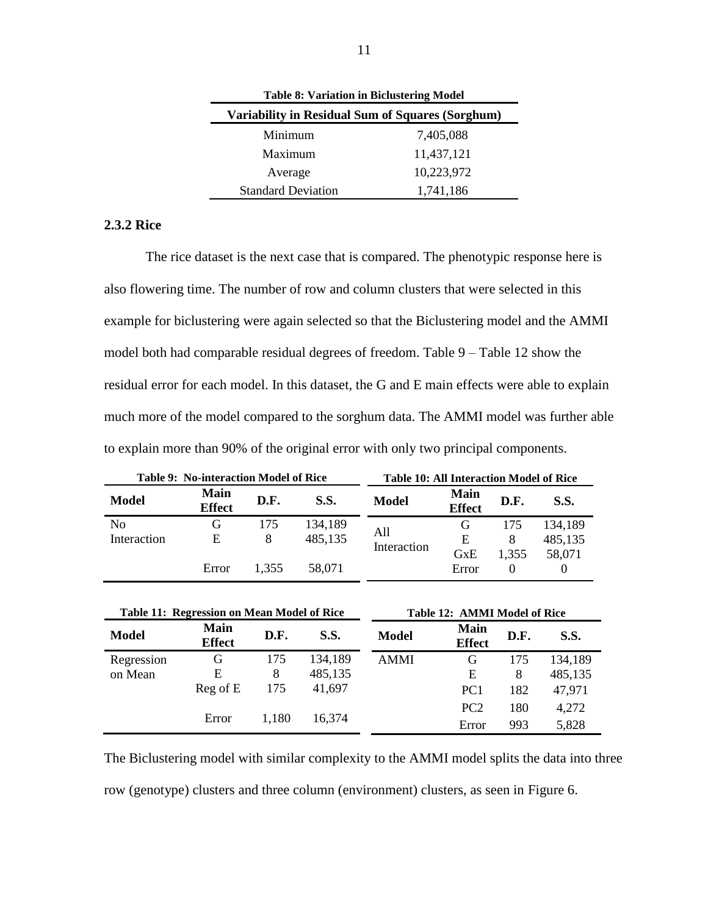**Table 8: Variation in Biclustering Model**

| Variability in Residual Sum of Squares (Sorghum) | |
|---|---|
| Minimum | 7,405,088 |
| Maximum | 11,437,121 |
| Average | 10,223,972 |
| Standard Deviation | 1,741,186 |

### 2.3.2 Rice

The rice dataset is the next case that is compared. The phenotypic response here is also flowering time. The number of row and column clusters that were selected in this example for biclustering were again selected so that the Biclustering model and the AMMI model both had comparable residual degrees of freedom. Table 9 – Table 12 show the residual error for each model. In this dataset, the G and E main effects were able to explain much more of the model compared to the sorghum data. The AMMI model was further able to explain more than 90% of the original error with only two principal components.

**Table 9: No-interaction Model of Rice**

| Model | Main Effect | D.F. | S.S. |
|---|---|---|---|
| No Interaction | G | 175 | 134,189 |
| | E | 8 | 485,135 |
| | Error | 1,355 | 58,071 |

**Table 10: All Interaction Model of Rice**

| Model | Main Effect | D.F. | S.S. |
|---|---|---|---|
| All Interaction | G | 175 | 134,189 |
| | E | 8 | 485,135 |
| | GxE | 1,355 | 58,071 |
| | Error | 0 | 0 |

**Table 11: Regression on Mean Model of Rice**

| Model | Main Effect | D.F. | S.S. |
|---|---|---|---|
| Regression on Mean | G | 175 | 134,189 |
| | E | 8 | 485,135 |
| | Reg of E | 175 | 41,697 |
| | Error | 1,180 | 16,374 |

**Table 12: AMMI Model of Rice**

| Model | Main Effect | D.F. | S.S. |
|---|---|---|---|
| AMMI | G | 175 | 134,189 |
| | E | 8 | 485,135 |
| | PC1 | 182 | 47,971 |
| | PC2 | 180 | 4,272 |
| | Error | 993 | 5,828 |

The Biclustering model with similar complexity to the AMMI model splits the data into three row (genotype) clusters and three column (environment) clusters, as seen in Figure 6.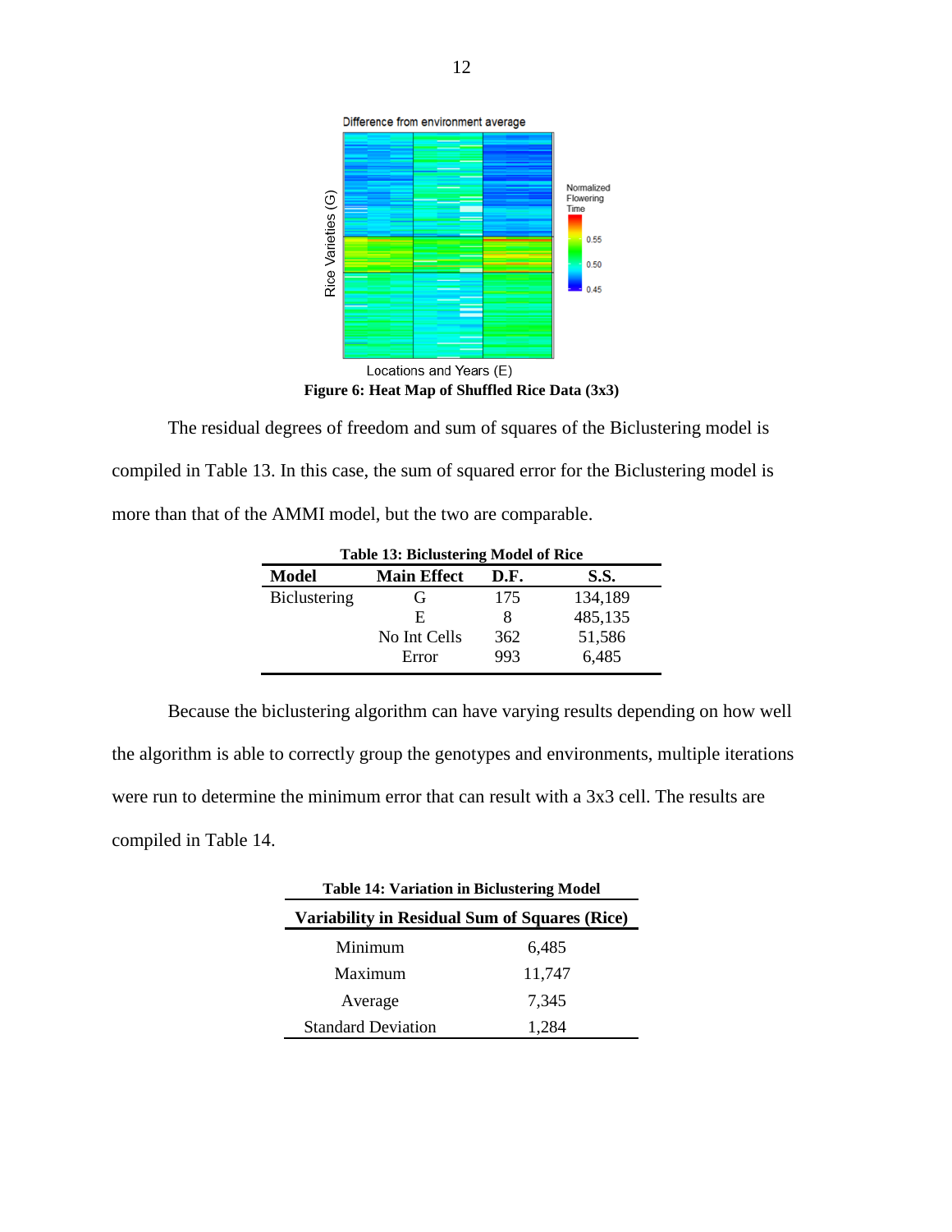Figure 6: Heat Map of Shuffled Rice Data (3x3)

The residual degrees of freedom and sum of squares of the Biclustering model is compiled in Table 13. In this case, the sum of squared error for the Biclustering model is more than that of the AMMI model, but the two are comparable.

**Table 13: Biclustering Model of Rice**

| Model | Main Effect | D.F. | S.S. |
|---|---|---|---|
| Biclustering | G | 175 | 134,189 |
| | E | 8 | 485,135 |
| | No Int Cells | 362 | 51,586 |
| | Error | 993 | 6,485 |

Because the biclustering algorithm can have varying results depending on how well the algorithm is able to correctly group the genotypes and environments, multiple iterations were run to determine the minimum error that can result with a 3x3 cell. The results are compiled in Table 14.

**Table 14: Variation in Biclustering Model**

| Variability in Residual Sum of Squares (Rice) | |
|---|---|
| Minimum | 6,485 |
| Maximum | 11,747 |
| Average | 7,345 |
| Standard Deviation | 1,284 |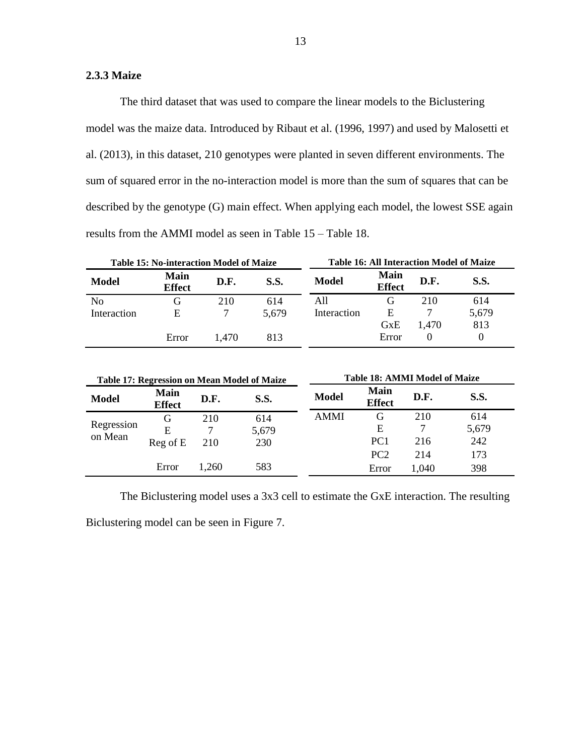### 2.3.3 Maize

The third dataset that was used to compare the linear models to the Biclustering model was the maize data. Introduced by Ribaut et al. (1996, 1997) and used by Malosetti et al. (2013), in this dataset, 210 genotypes were planted in seven different environments. The sum of squared error in the no-interaction model is more than the sum of squares that can be described by the genotype (G) main effect. When applying each model, the lowest SSE again results from the AMMI model as seen in Table 15 – Table 18.

**Table 15: No-interaction Model of Maize**

| Model | Main Effect | D.F. | S.S. |
|---|---|---|---|
| No Interaction | G | 210 | 614 |
| | E | 7 | 5,679 |
| | Error | 1,470 | 813 |

**Table 16: All Interaction Model of Maize**

| Model | Main Effect | D.F. | S.S. |
|---|---|---|---|
| All Interaction | G | 210 | 614 |
| | E | 7 | 5,679 |
| | GxE | 1,470 | 813 |
| | Error | 0 | 0 |

**Table 17: Regression on Mean Model of Maize**

| Model | Main Effect | D.F. | S.S. |
|---|---|---|---|
| Regression on Mean | G | 210 | 614 |
| | E | 7 | 5,679 |
| | Reg of E | 210 | 230 |
| | Error | 1,260 | 583 |

**Table 18: AMMI Model of Maize**

| Model | Main Effect | D.F. | S.S. |
|---|---|---|---|
| AMMI | G | 210 | 614 |
| | E | 7 | 5,679 |
| | PC1 | 216 | 242 |
| | PC2 | 214 | 173 |
| | Error | 1,040 | 398 |

The Biclustering model uses a 3x3 cell to estimate the GxE interaction. The resulting Biclustering model can be seen in Figure 7.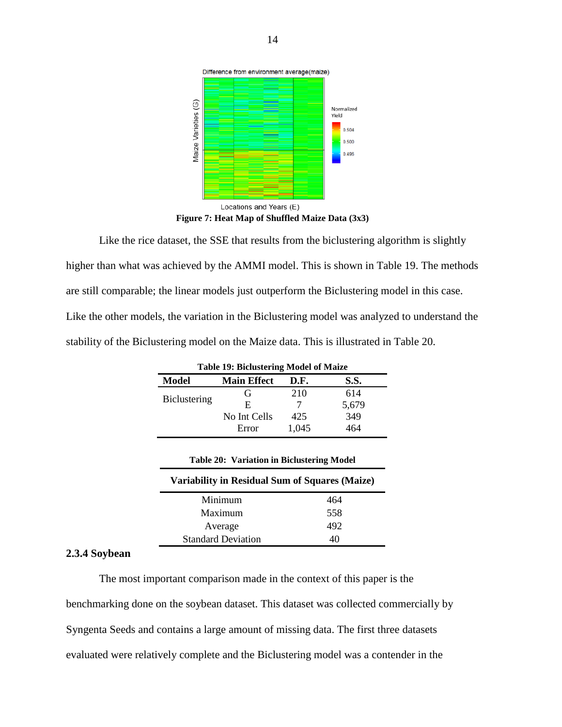Figure 7: Heat Map of Shuffled Maize Data (3x3)

Like the rice dataset, the SSE that results from the biclustering algorithm is slightly higher than what was achieved by the AMMI model. This is shown in Table 19. The methods are still comparable; the linear models just outperform the Biclustering model in this case. Like the other models, the variation in the Biclustering model was analyzed to understand the stability of the Biclustering model on the Maize data. This is illustrated in Table 20.

**Table 19: Biclustering Model of Maize**

| Model | Main Effect | D.F. | S.S. |
|---|---|---|---|
| Biclustering | G | 210 | 614 |
| | E | 7 | 5,679 |
| | No Int Cells | 425 | 349 |
| | Error | 1,045 | 464 |

**Table 20: Variation in Biclustering Model**

| Variability in Residual Sum of Squares (Maize) | |
|---|---|
| Minimum | 464 |
| Maximum | 558 |
| Average | 492 |
| Standard Deviation | 40 |

### 2.3.4 Soybean

The most important comparison made in the context of this paper is the benchmarking done on the soybean dataset. This dataset was collected commercially by Syngenta Seeds and contains a large amount of missing data. The first three datasets evaluated were relatively complete and the Biclustering model was a contender in the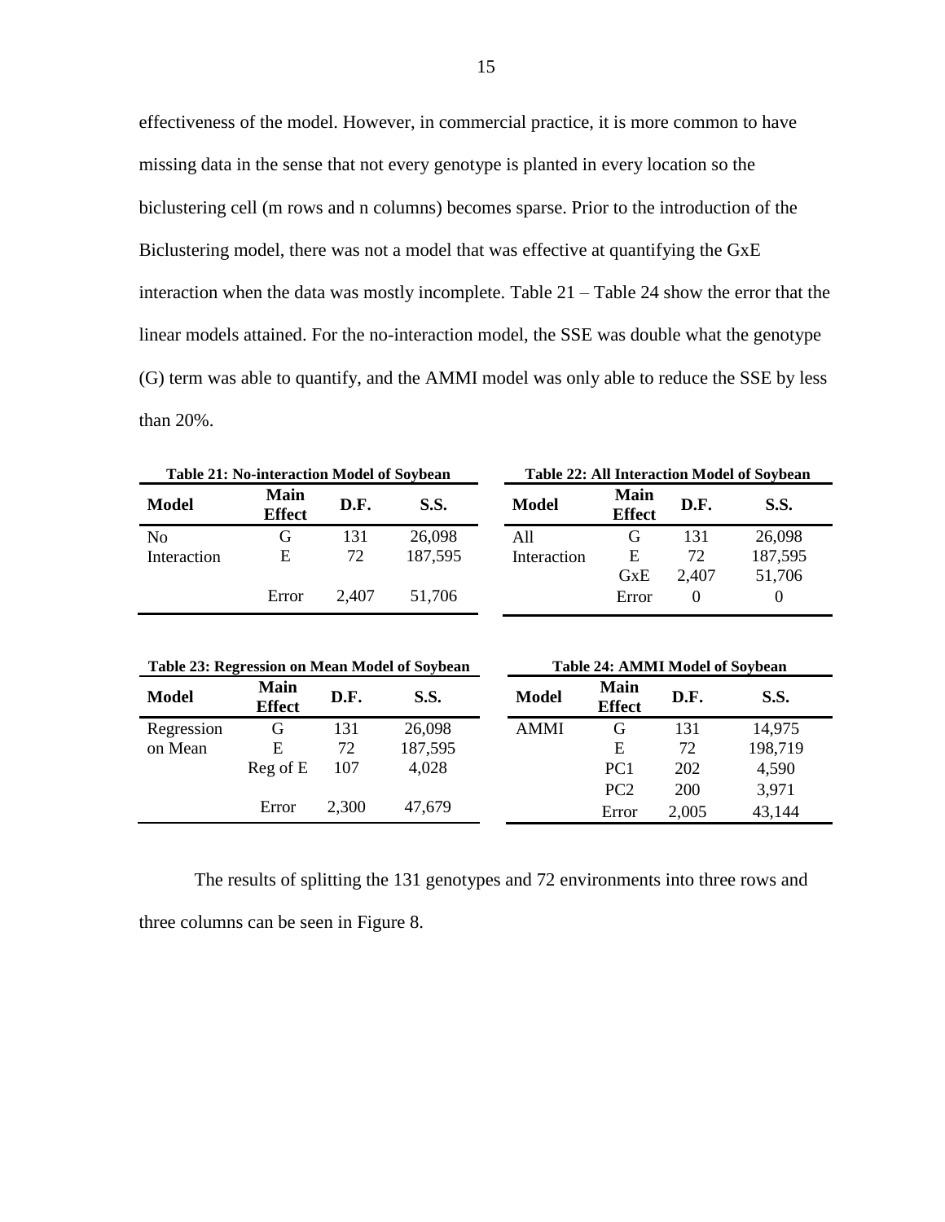effectiveness of the model. However, in commercial practice, it is more common to have missing data in the sense that not every genotype is planted in every location so the biclustering cell (m rows and n columns) becomes sparse. Prior to the introduction of the Biclustering model, there was not a model that was effective at quantifying the GxE interaction when the data was mostly incomplete. Table 21 – Table 24 show the error that the linear models attained. For the no-interaction model, the SSE was double what the genotype (G) term was able to quantify, and the AMMI model was only able to reduce the SSE by less than 20%.

**Table 21: No-interaction Model of Soybean**

| Model | Main Effect | D.F. | S.S. |
|---|---|---|---|
| No Interaction | G | 131 | 26,098 |
| | E | 72 | 187,595 |
| | Error | 2,407 | 51,706 |

**Table 22: All Interaction Model of Soybean**

| Model | Main Effect | D.F. | S.S. |
|---|---|---|---|
| All Interaction | G | 131 | 26,098 |
| | E | 72 | 187,595 |
| | GxE | 2,407 | 51,706 |
| | Error | 0 | 0 |

**Table 23: Regression on Mean Model of Soybean**

| Model | Main Effect | D.F. | S.S. |
|---|---|---|---|
| Regression on Mean | G | 131 | 26,098 |
| | E | 72 | 187,595 |
| | Reg of E | 107 | 4,028 |
| | Error | 2,300 | 47,679 |

**Table 24: AMMI Model of Soybean**

| Model | Main Effect | D.F. | S.S. |
|---|---|---|---|
| AMMI | G | 131 | 14,975 |
| | E | 72 | 198,719 |
| | PC1 | 202 | 4,590 |
| | PC2 | 200 | 3,971 |
| | Error | 2,005 | 43,144 |

The results of splitting the 131 genotypes and 72 environments into three rows and three columns can be seen in Figure 8.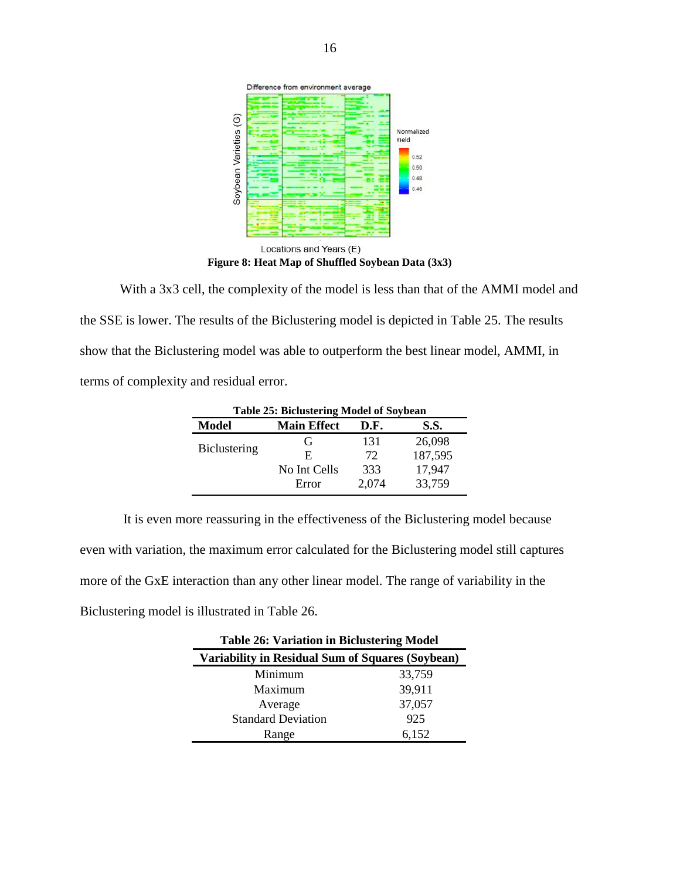**Figure 8: Heat Map of Shuffled Soybean Data (3x3)**

With a 3x3 cell, the complexity of the model is less than that of the AMMI model and the SSE is lower. The results of the Biclustering model is depicted in Table 25. The results show that the Biclustering model was able to outperform the best linear model, AMMI, in terms of complexity and residual error.

**Table 25: Biclustering Model of Soybean**

| Model | Main Effect | D.F. | S.S. |
|---|---|---|---|
| Biclustering | G | 131 | 26,098 |
| | E | 72 | 187,595 |
| | No Int Cells | 333 | 17,947 |
| | Error | 2,074 | 33,759 |

It is even more reassuring in the effectiveness of the Biclustering model because even with variation, the maximum error calculated for the Biclustering model still captures more of the GxE interaction than any other linear model. The range of variability in the Biclustering model is illustrated in Table 26.

**Table 26: Variation in Biclustering Model**

| Variability in Residual Sum of Squares (Soybean) | |
|---|---|
| Minimum | 33,759 |
| Maximum | 39,911 |
| Average | 37,057 |
| Standard Deviation | 925 |
| Range | 6,152 |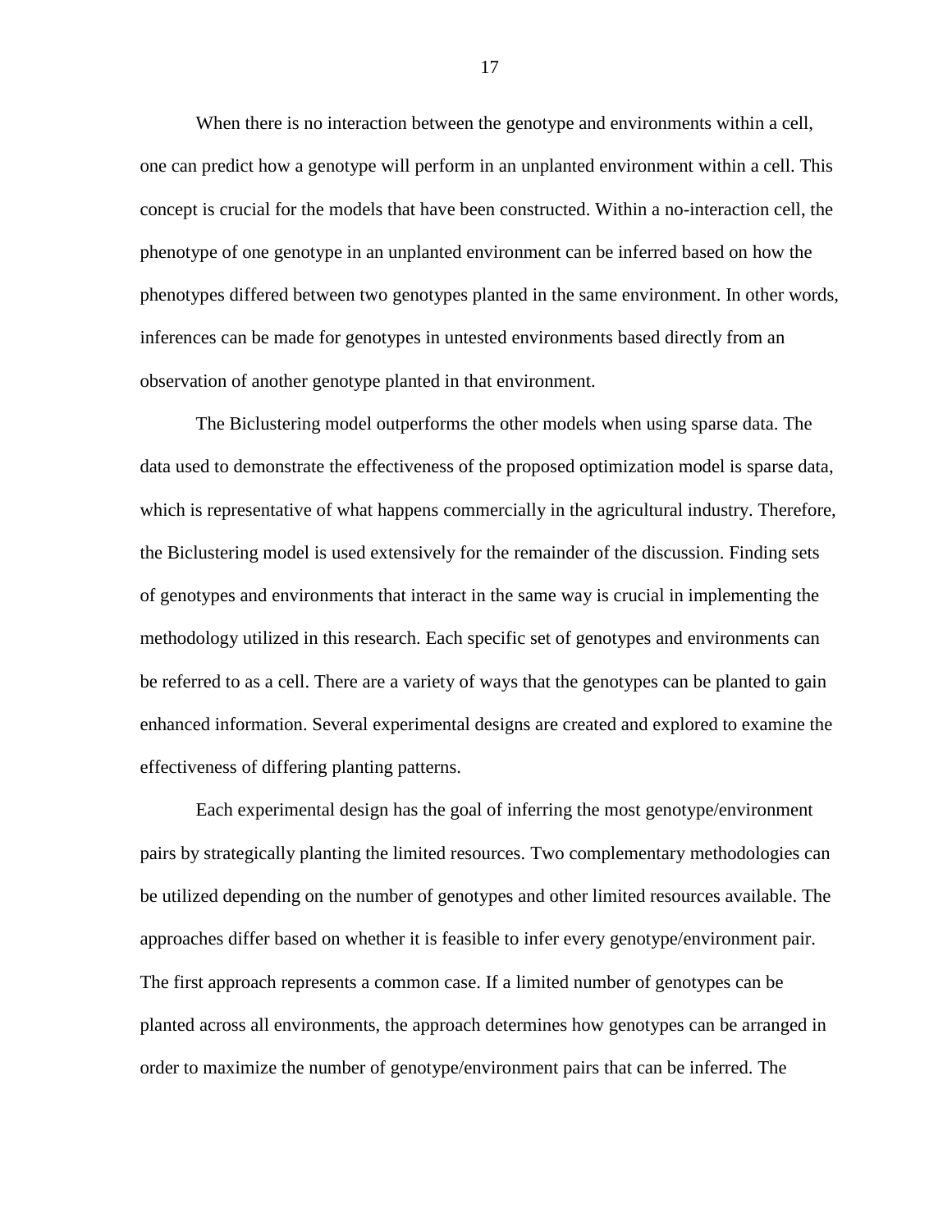When there is no interaction between the genotype and environments within a cell, one can predict how a genotype will perform in an unplanted environment within a cell. This concept is crucial for the models that have been constructed. Within a no-interaction cell, the phenotype of one genotype in an unplanted environment can be inferred based on how the phenotypes differed between two genotypes planted in the same environment. In other words, inferences can be made for genotypes in untested environments based directly from an observation of another genotype planted in that environment.

The Biclustering model outperforms the other models when using sparse data. The data used to demonstrate the effectiveness of the proposed optimization model is sparse data, which is representative of what happens commercially in the agricultural industry. Therefore, the Biclustering model is used extensively for the remainder of the discussion. Finding sets of genotypes and environments that interact in the same way is crucial in implementing the methodology utilized in this research. Each specific set of genotypes and environments can be referred to as a cell. There are a variety of ways that the genotypes can be planted to gain enhanced information. Several experimental designs are created and explored to examine the effectiveness of differing planting patterns.

Each experimental design has the goal of inferring the most genotype/environment pairs by strategically planting the limited resources. Two complementary methodologies can be utilized depending on the number of genotypes and other limited resources available. The approaches differ based on whether it is feasible to infer every genotype/environment pair. The first approach represents a common case. If a limited number of genotypes can be planted across all environments, the approach determines how genotypes can be arranged in order to maximize the number of genotype/environment pairs that can be inferred. The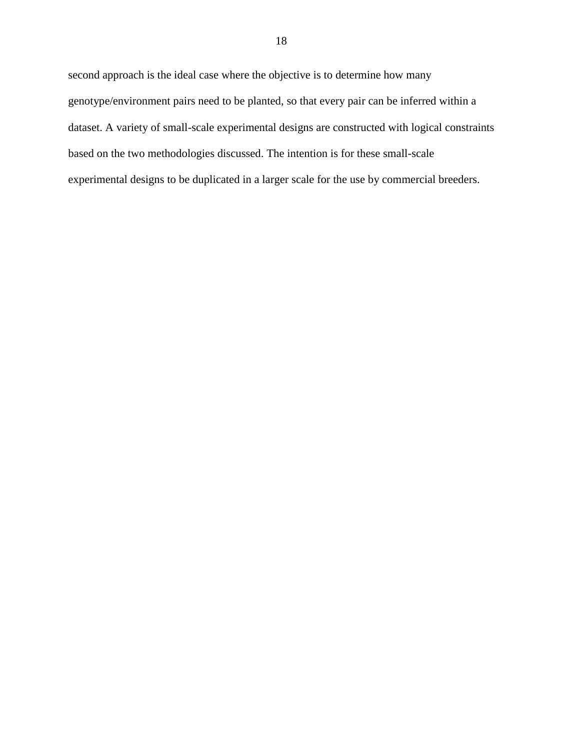second approach is the ideal case where the objective is to determine how many genotype/environment pairs need to be planted, so that every pair can be inferred within a dataset. A variety of small-scale experimental designs are constructed with logical constraints based on the two methodologies discussed. The intention is for these small-scale experimental designs to be duplicated in a larger scale for the use by commercial breeders.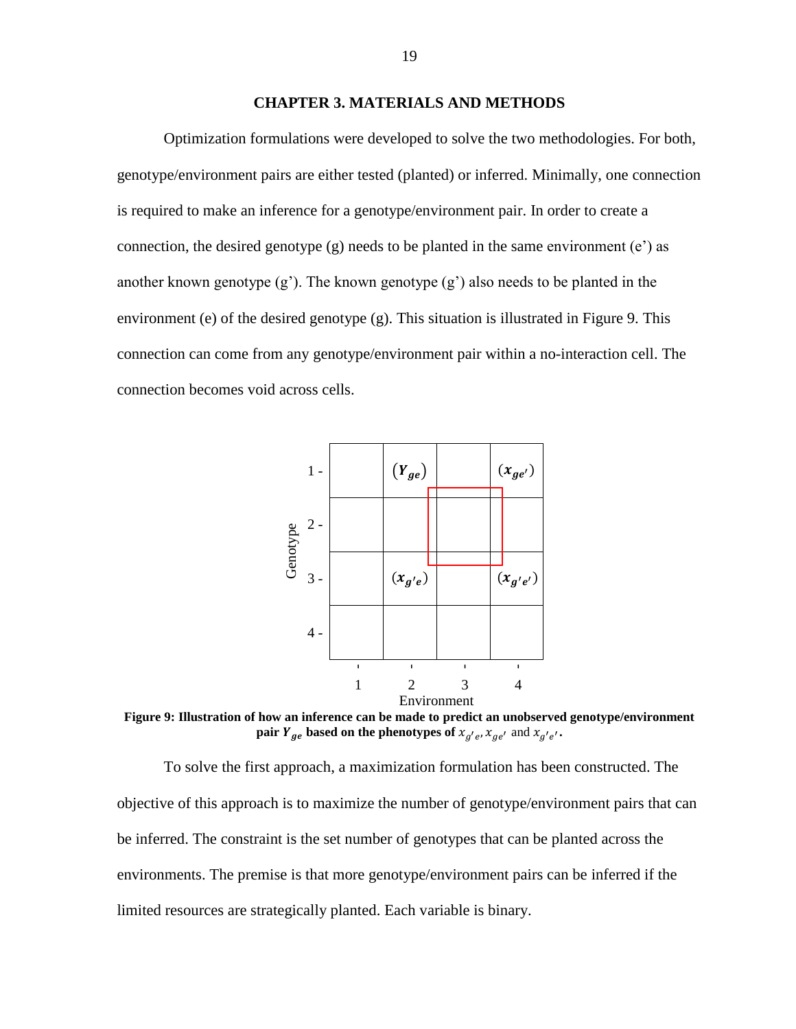# CHAPTER 3. MATERIALS AND METHODS

Optimization formulations were developed to solve the two methodologies. For both, genotype/environment pairs are either tested (planted) or inferred. Minimally, one connection is required to make an inference for a genotype/environment pair. In order to create a connection, the desired genotype (g) needs to be planted in the same environment (e') as another known genotype (g'). The known genotype (g') also needs to be planted in the environment (e) of the desired genotype (g). This situation is illustrated in Figure 9. This connection can come from any genotype/environment pair within a no-interaction cell. The connection becomes void across cells.

| Genotype | 1 | 2 | 3 | 4 |
| --- | --- | --- | --- | --- |
| 1 | | $(Y_{ge})$ | | $(x_{ge'})$ |
| 2 | | | | |
| 3 | | $(x_{g'e})$ | | $(x_{g'e'})$ |
| 4 | | | | |

**Figure 9: Illustration of how an inference can be made to predict an unobserved genotype/environment pair $Y_{ge}$ based on the phenotypes of $x_{g'e}, x_{ge'}$ and $x_{g'e'}$.**

To solve the first approach, a maximization formulation has been constructed. The objective of this approach is to maximize the number of genotype/environment pairs that can be inferred. The constraint is the set number of genotypes that can be planted across the environments. The premise is that more genotype/environment pairs can be inferred if the limited resources are strategically planted. Each variable is binary.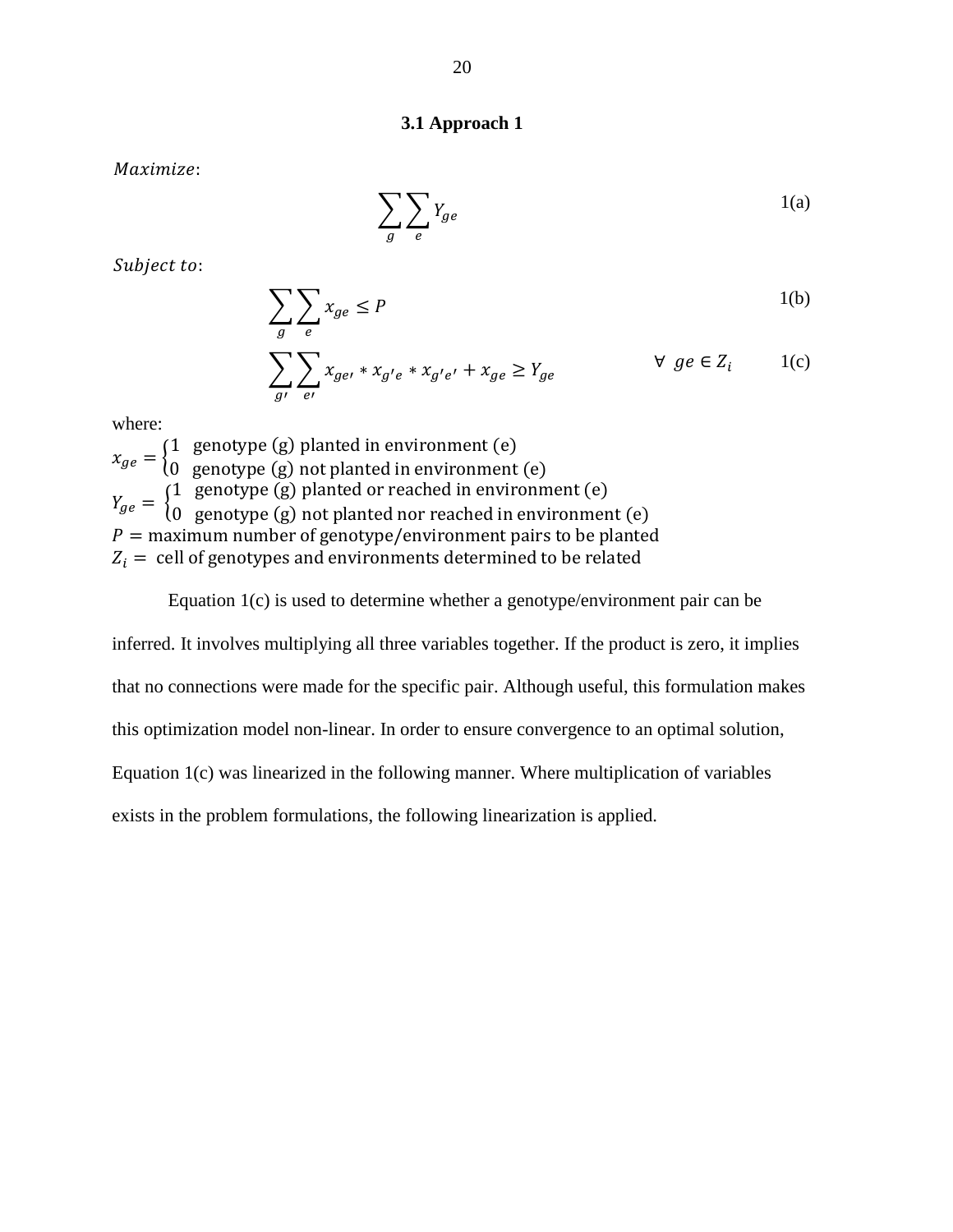### 3.1 Approach 1

*Maximize*:

$$\sum_{g}\sum_{e} Y_{ge} \tag{1(a)}$$

*Subject to*:

$$\sum_{g}\sum_{e} x_{ge} \leq P \tag{1(b)}$$

$$\sum_{g'}\sum_{e'} x_{ge'} * x_{g'e} * x_{g'e'} + x_{ge} \geq Y_{ge} \qquad \forall \;\; ge \in Z_i \tag{1(c)}$$

where:

$x_{ge} = \begin{cases} 1 & \text{genotype (g) planted in environment (e)} \\ 0 & \text{genotype (g) not planted in environment (e)} \end{cases}$

$Y_{ge} = \begin{cases} 1 & \text{genotype (g) planted or reached in environment (e)} \\ 0 & \text{genotype (g) not planted nor reached in environment (e)} \end{cases}$

$P =$ maximum number of genotype/environment pairs to be planted

$Z_i =$ cell of genotypes and environments determined to be related

Equation 1(c) is used to determine whether a genotype/environment pair can be inferred. It involves multiplying all three variables together. If the product is zero, it implies that no connections were made for the specific pair. Although useful, this formulation makes this optimization model non-linear. In order to ensure convergence to an optimal solution, Equation 1(c) was linearized in the following manner. Where multiplication of variables exists in the problem formulations, the following linearization is applied.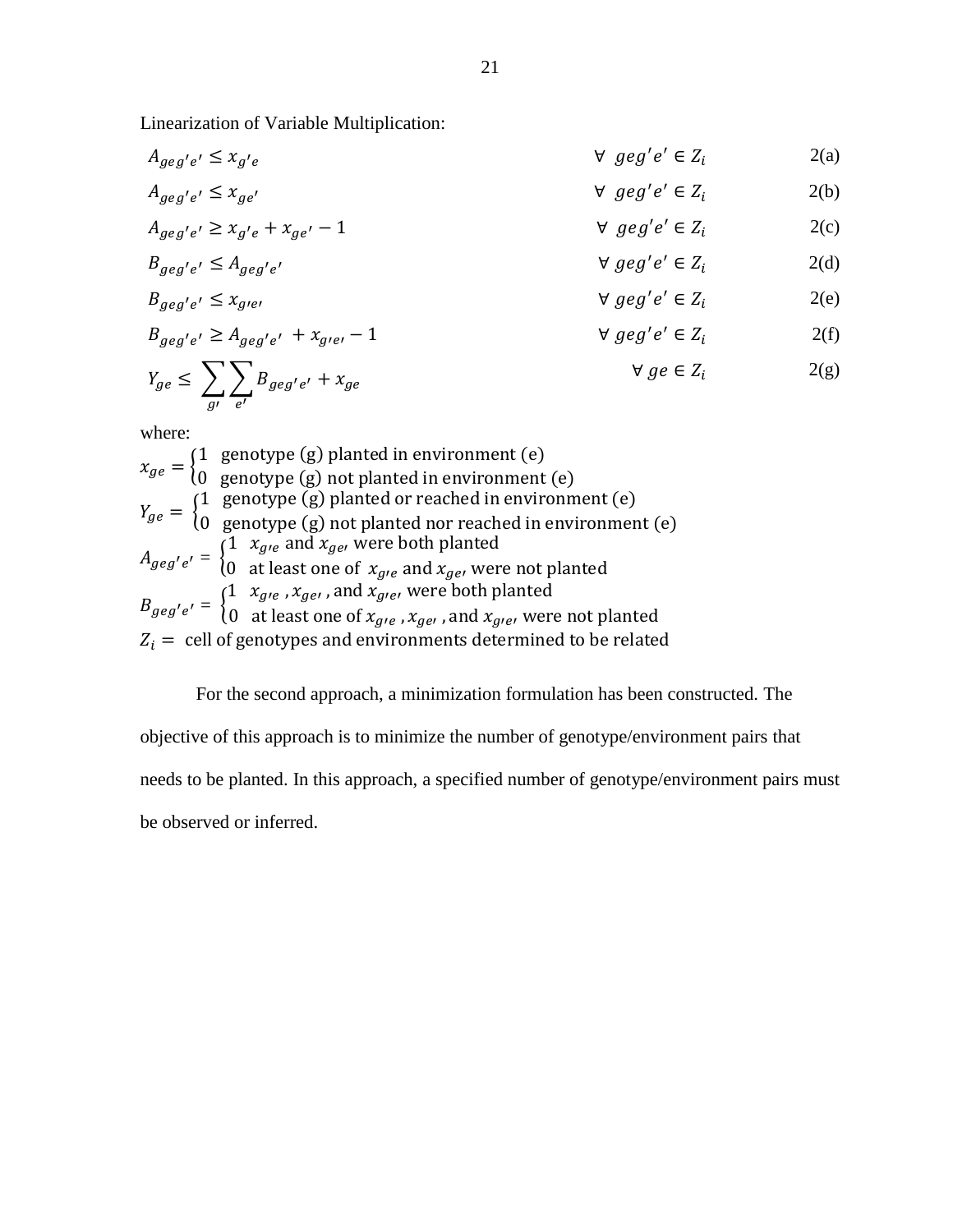Linearization of Variable Multiplication:

$$A_{geg'e'} \leq x_{g'e} \qquad \forall \; geg'e' \in Z_i \qquad 2(a)$$

$$A_{geg'e'} \leq x_{ge'} \qquad \forall \; geg'e' \in Z_i \qquad 2(b)$$

$$A_{geg'e'} \geq x_{g'e} + x_{ge'} - 1 \qquad \forall \; geg'e' \in Z_i \qquad 2(c)$$

$$B_{geg'e'} \leq A_{geg'e'} \qquad \forall \; geg'e' \in Z_i \qquad 2(d)$$

$$B_{geg'e'} \leq x_{g'e'} \qquad \forall \; geg'e' \in Z_i \qquad 2(e)$$

$$B_{geg'e'} \geq A_{geg'e'} + x_{g'e'} - 1 \qquad \forall \; geg'e' \in Z_i \qquad 2(f)$$

$$Y_{ge} \leq \sum_{g'} \sum_{e'} B_{geg'e'} + x_{ge} \qquad \forall \; ge \in Z_i \qquad 2(g)$$

where:

$$x_{ge} = \begin{cases} 1 & \text{genotype (g) planted in environment (e)} \\ 0 & \text{genotype (g) not planted in environment (e)} \end{cases}$$

$$Y_{ge} = \begin{cases} 1 & \text{genotype (g) planted or reached in environment (e)} \\ 0 & \text{genotype (g) not planted nor reached in environment (e)} \end{cases}$$

$$A_{geg'e'} = \begin{cases} 1 & x_{g'e} \text{ and } x_{ge'} \text{ were both planted} \\ 0 & \text{at least one of } x_{g'e} \text{ and } x_{ge'} \text{ were not planted} \end{cases}$$

$$B_{geg'e'} = \begin{cases} 1 & x_{g'e}, x_{ge'}, \text{ and } x_{g'e'} \text{ were both planted} \\ 0 & \text{at least one of } x_{g'e}, x_{ge'}, \text{ and } x_{g'e'} \text{ were not planted} \end{cases}$$

$Z_i =$ cell of genotypes and environments determined to be related

For the second approach, a minimization formulation has been constructed. The objective of this approach is to minimize the number of genotype/environment pairs that needs to be planted. In this approach, a specified number of genotype/environment pairs must be observed or inferred.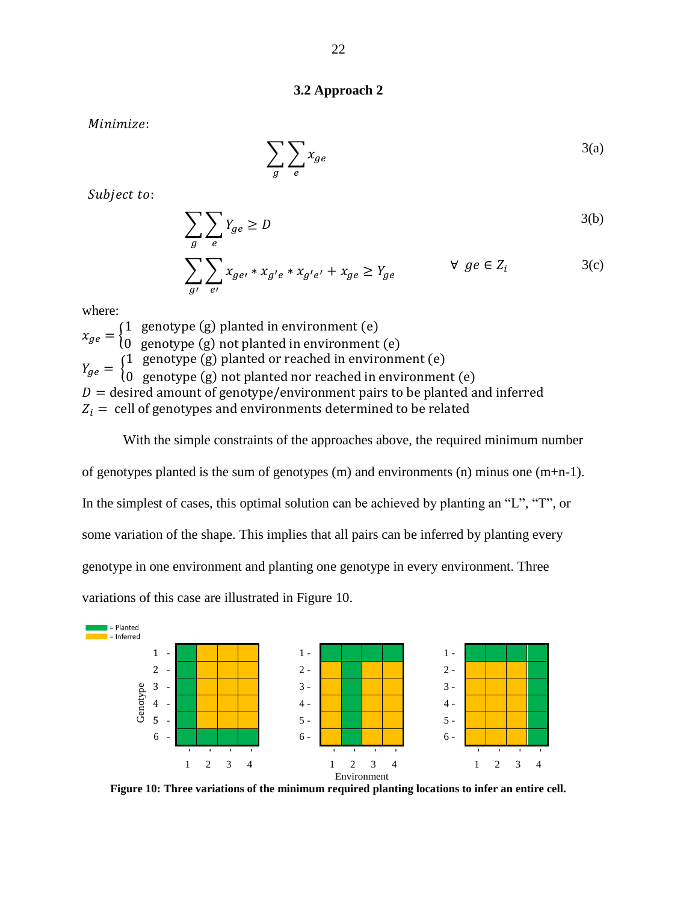### 3.2 Approach 2

*Minimize*:

$$\sum_{g}\sum_{e} x_{ge} \tag{3(a)}$$

*Subject to*:

$$\sum_{g}\sum_{e} Y_{ge} \geq D \tag{3(b)}$$

$$\sum_{g'}\sum_{e'} x_{ge'} * x_{g'e} * x_{g'e'} + x_{ge} \geq Y_{ge} \qquad \forall\ ge \in Z_i \tag{3(c)}$$

where:

$$x_{ge} = \begin{cases} 1 & \text{genotype (g) planted in environment (e)} \\ 0 & \text{genotype (g) not planted in environment (e)} \end{cases}$$

$$Y_{ge} = \begin{cases} 1 & \text{genotype (g) planted or reached in environment (e)} \\ 0 & \text{genotype (g) not planted nor reached in environment (e)} \end{cases}$$

$D =$ desired amount of genotype/environment pairs to be planted and inferred

$Z_i =$ cell of genotypes and environments determined to be related

With the simple constraints of the approaches above, the required minimum number of genotypes planted is the sum of genotypes (m) and environments (n) minus one (m+n-1). In the simplest of cases, this optimal solution can be achieved by planting an "L", "T", or some variation of the shape. This implies that all pairs can be inferred by planting every genotype in one environment and planting one genotype in every environment. Three variations of this case are illustrated in Figure 10.

**Figure 10: Three variations of the minimum required planting locations to infer an entire cell.**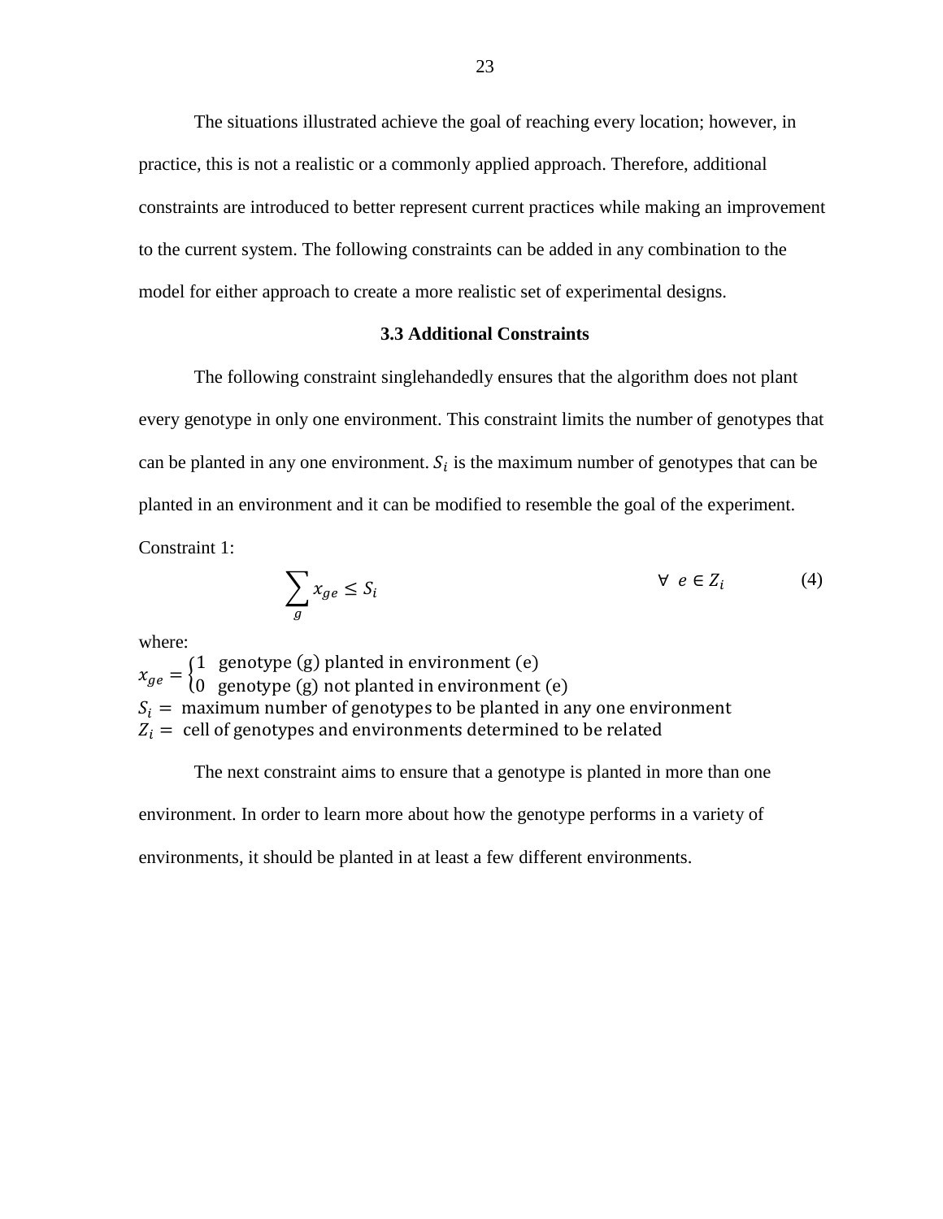The situations illustrated achieve the goal of reaching every location; however, in practice, this is not a realistic or a commonly applied approach. Therefore, additional constraints are introduced to better represent current practices while making an improvement to the current system. The following constraints can be added in any combination to the model for either approach to create a more realistic set of experimental designs.

### 3.3 Additional Constraints

The following constraint singlehandedly ensures that the algorithm does not plant every genotype in only one environment. This constraint limits the number of genotypes that can be planted in any one environment. $S_i$ is the maximum number of genotypes that can be planted in an environment and it can be modified to resemble the goal of the experiment.

Constraint 1:

$$\sum_{g} x_{ge} \leq S_i \qquad \forall \ e \in Z_i \tag{4}$$

where:

$x_{ge} = \begin{cases} 1 & \text{genotype (g) planted in environment (e)} \\ 0 & \text{genotype (g) not planted in environment (e)} \end{cases}$

$S_i =$ maximum number of genotypes to be planted in any one environment

$Z_i =$ cell of genotypes and environments determined to be related

The next constraint aims to ensure that a genotype is planted in more than one environment. In order to learn more about how the genotype performs in a variety of environments, it should be planted in at least a few different environments.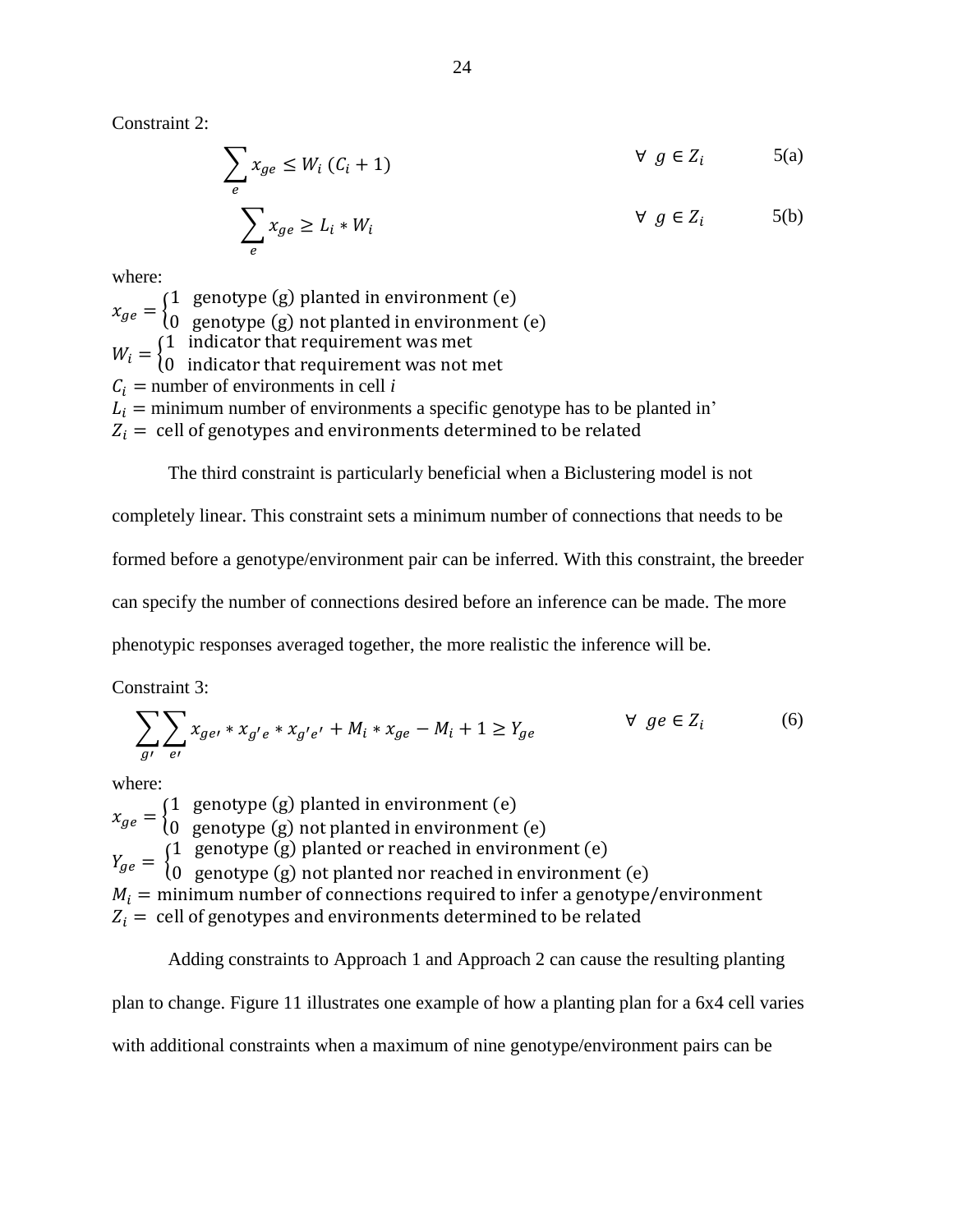Constraint 2:

$$\sum_{e} x_{ge} \leq W_i \, (C_i + 1) \qquad \forall \;\; g \in Z_i \qquad 5(a)$$

$$\sum_{e} x_{ge} \geq L_i * W_i \qquad \forall \;\; g \in Z_i \qquad 5(b)$$

where:

$x_{ge} = \begin{cases} 1 & \text{genotype (g) planted in environment (e)} \\ 0 & \text{genotype (g) not planted in environment (e)} \end{cases}$

$W_i = \begin{cases} 1 & \text{indicator that requirement was met} \\ 0 & \text{indicator that requirement was not met} \end{cases}$

$C_i$ = number of environments in cell *i*

$L_i$ = minimum number of environments a specific genotype has to be planted in'

$Z_i =$ cell of genotypes and environments determined to be related

The third constraint is particularly beneficial when a Biclustering model is not completely linear. This constraint sets a minimum number of connections that needs to be formed before a genotype/environment pair can be inferred. With this constraint, the breeder can specify the number of connections desired before an inference can be made. The more phenotypic responses averaged together, the more realistic the inference will be.

Constraint 3:

$$\sum_{g'} \sum_{e'} x_{ge'} * x_{g'e} * x_{g'e'} + M_i * x_{ge} - M_i + 1 \geq Y_{ge} \qquad \forall \;\; ge \in Z_i \qquad (6)$$

where:

$x_{ge} = \begin{cases} 1 & \text{genotype (g) planted in environment (e)} \\ 0 & \text{genotype (g) not planted in environment (e)} \end{cases}$

$Y_{ge} = \begin{cases} 1 & \text{genotype (g) planted or reached in environment (e)} \\ 0 & \text{genotype (g) not planted nor reached in environment (e)} \end{cases}$

$M_i =$ minimum number of connections required to infer a genotype/environment

$Z_i =$ cell of genotypes and environments determined to be related

Adding constraints to Approach 1 and Approach 2 can cause the resulting planting plan to change. Figure 11 illustrates one example of how a planting plan for a 6x4 cell varies with additional constraints when a maximum of nine genotype/environment pairs can be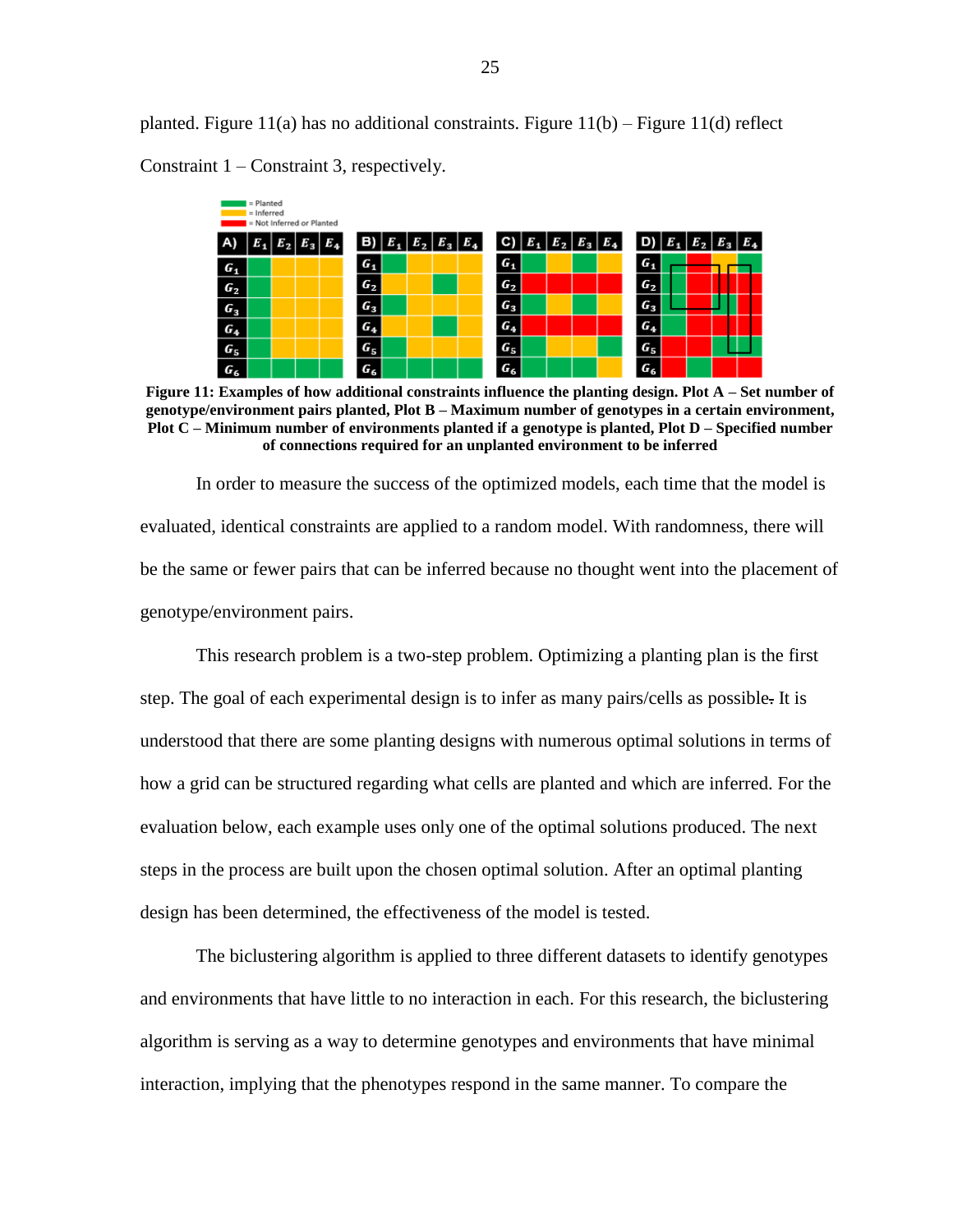planted. Figure 11(a) has no additional constraints. Figure 11(b) – Figure 11(d) reflect Constraint 1 – Constraint 3, respectively.

**Figure 11: Examples of how additional constraints influence the planting design. Plot A – Set number of genotype/environment pairs planted, Plot B – Maximum number of genotypes in a certain environment, Plot C – Minimum number of environments planted if a genotype is planted, Plot D – Specified number of connections required for an unplanted environment to be inferred**

In order to measure the success of the optimized models, each time that the model is evaluated, identical constraints are applied to a random model. With randomness, there will be the same or fewer pairs that can be inferred because no thought went into the placement of genotype/environment pairs.

This research problem is a two-step problem. Optimizing a planting plan is the first step. The goal of each experimental design is to infer as many pairs/cells as possible. It is understood that there are some planting designs with numerous optimal solutions in terms of how a grid can be structured regarding what cells are planted and which are inferred. For the evaluation below, each example uses only one of the optimal solutions produced. The next steps in the process are built upon the chosen optimal solution. After an optimal planting design has been determined, the effectiveness of the model is tested.

The biclustering algorithm is applied to three different datasets to identify genotypes and environments that have little to no interaction in each. For this research, the biclustering algorithm is serving as a way to determine genotypes and environments that have minimal interaction, implying that the phenotypes respond in the same manner. To compare the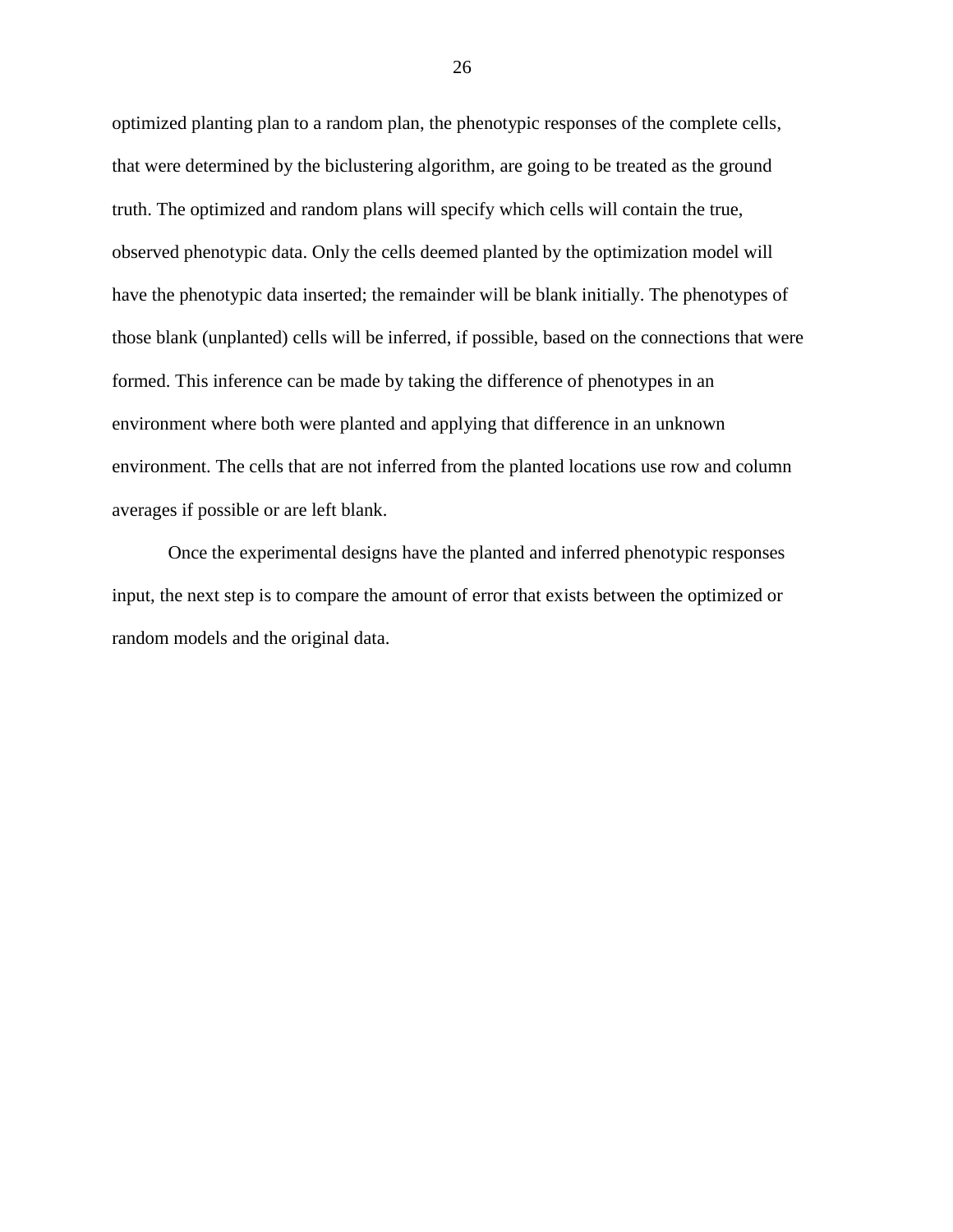optimized planting plan to a random plan, the phenotypic responses of the complete cells, that were determined by the biclustering algorithm, are going to be treated as the ground truth. The optimized and random plans will specify which cells will contain the true, observed phenotypic data. Only the cells deemed planted by the optimization model will have the phenotypic data inserted; the remainder will be blank initially. The phenotypes of those blank (unplanted) cells will be inferred, if possible, based on the connections that were formed. This inference can be made by taking the difference of phenotypes in an environment where both were planted and applying that difference in an unknown environment. The cells that are not inferred from the planted locations use row and column averages if possible or are left blank.

Once the experimental designs have the planted and inferred phenotypic responses input, the next step is to compare the amount of error that exists between the optimized or random models and the original data.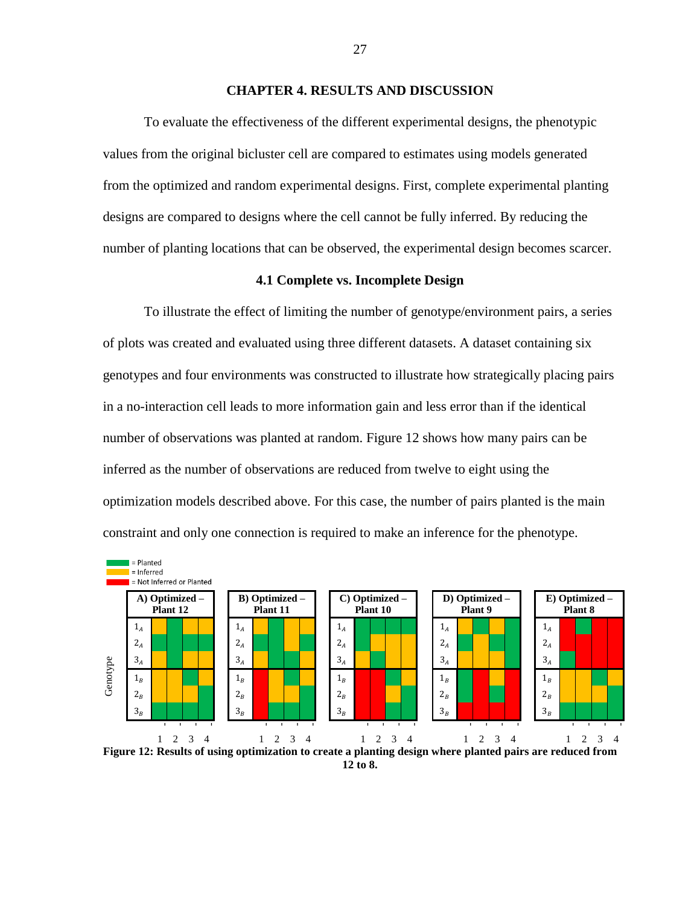# CHAPTER 4. RESULTS AND DISCUSSION

To evaluate the effectiveness of the different experimental designs, the phenotypic values from the original bicluster cell are compared to estimates using models generated from the optimized and random experimental designs. First, complete experimental planting designs are compared to designs where the cell cannot be fully inferred. By reducing the number of planting locations that can be observed, the experimental design becomes scarcer.

## 4.1 Complete vs. Incomplete Design

To illustrate the effect of limiting the number of genotype/environment pairs, a series of plots was created and evaluated using three different datasets. A dataset containing six genotypes and four environments was constructed to illustrate how strategically placing pairs in a no-interaction cell leads to more information gain and less error than if the identical number of observations was planted at random. Figure 12 shows how many pairs can be inferred as the number of observations are reduced from twelve to eight using the optimization models described above. For this case, the number of pairs planted is the main constraint and only one connection is required to make an inference for the phenotype.

**Figure 12: Results of using optimization to create a planting design where planted pairs are reduced from 12 to 8.**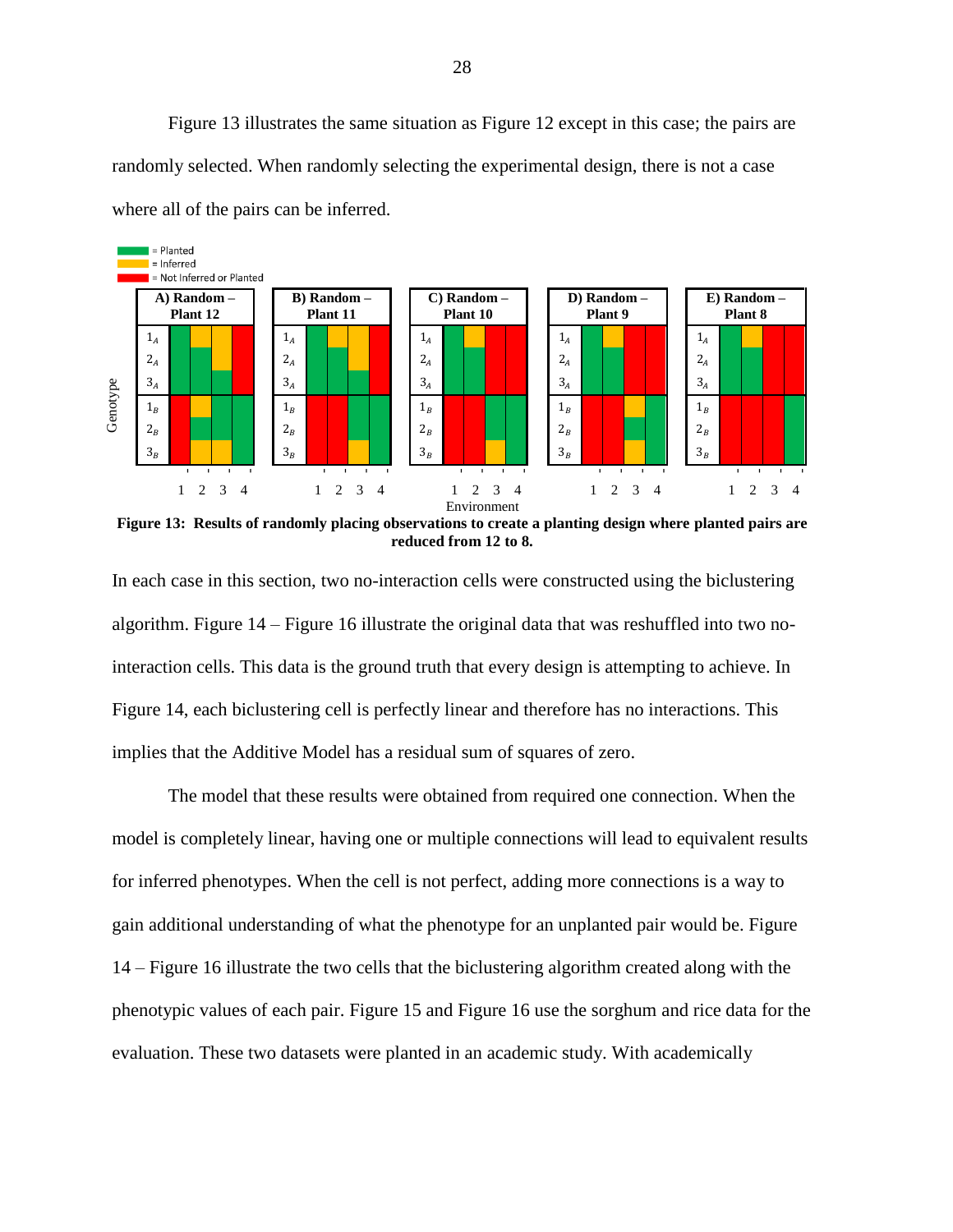Figure 13 illustrates the same situation as Figure 12 except in this case; the pairs are randomly selected. When randomly selecting the experimental design, there is not a case where all of the pairs can be inferred.

**Figure 13: Results of randomly placing observations to create a planting design where planted pairs are reduced from 12 to 8.**

In each case in this section, two no-interaction cells were constructed using the biclustering algorithm. Figure 14 – Figure 16 illustrate the original data that was reshuffled into two no-interaction cells. This data is the ground truth that every design is attempting to achieve. In Figure 14, each biclustering cell is perfectly linear and therefore has no interactions. This implies that the Additive Model has a residual sum of squares of zero.

The model that these results were obtained from required one connection. When the model is completely linear, having one or multiple connections will lead to equivalent results for inferred phenotypes. When the cell is not perfect, adding more connections is a way to gain additional understanding of what the phenotype for an unplanted pair would be. Figure 14 – Figure 16 illustrate the two cells that the biclustering algorithm created along with the phenotypic values of each pair. Figure 15 and Figure 16 use the sorghum and rice data for the evaluation. These two datasets were planted in an academic study. With academically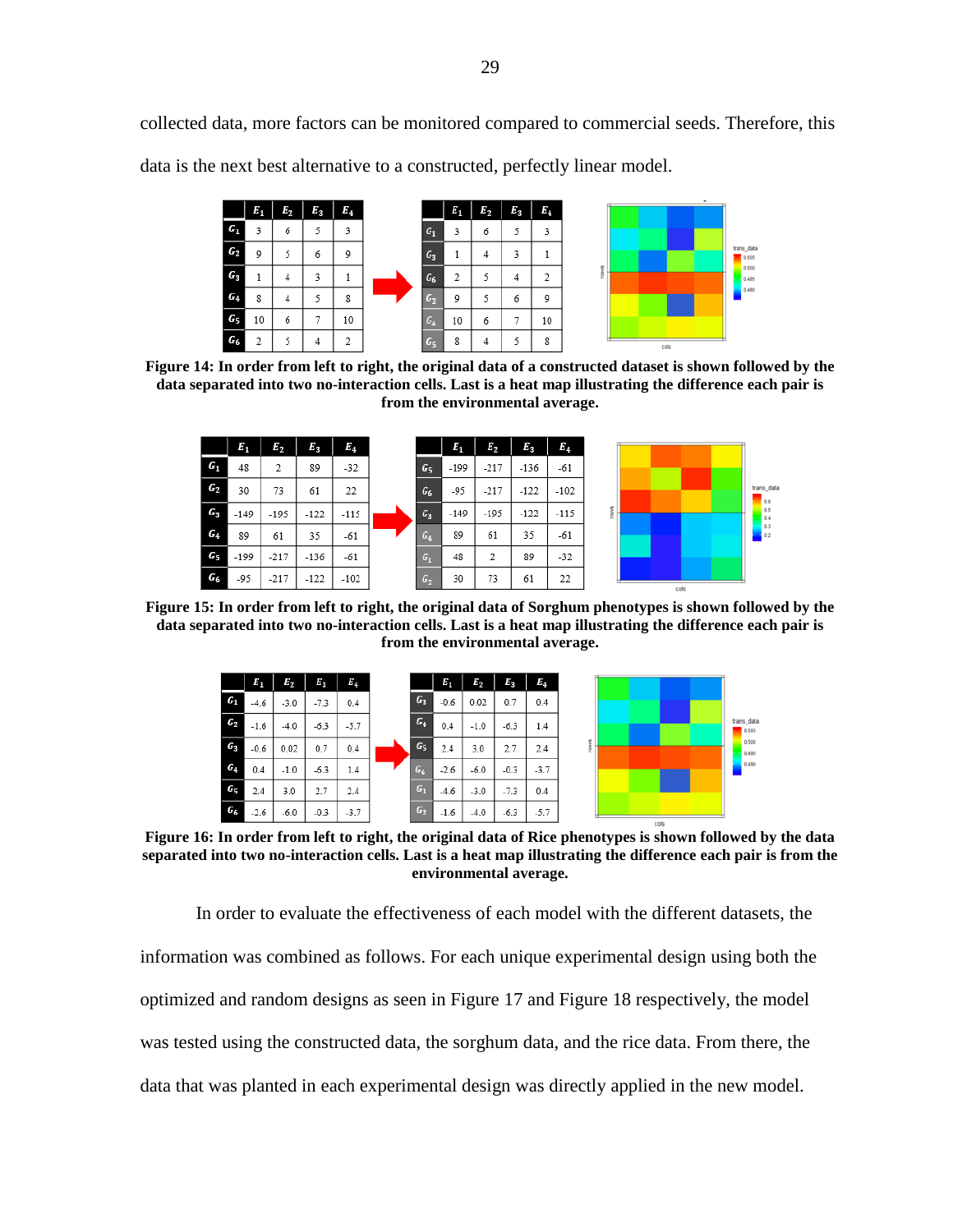collected data, more factors can be monitored compared to commercial seeds. Therefore, this data is the next best alternative to a constructed, perfectly linear model.

| | $E_1$ | $E_2$ | $E_3$ | $E_4$ |
|---|---|---|---|---|
| $G_1$ | 3 | 6 | 5 | 3 |
| $G_2$ | 9 | 5 | 6 | 9 |
| $G_3$ | 1 | 4 | 3 | 1 |
| $G_4$ | 8 | 4 | 5 | 8 |
| $G_5$ | 10 | 6 | 7 | 10 |
| $G_6$ | 2 | 5 | 4 | 2 |

| | $E_1$ | $E_2$ | $E_3$ | $E_4$ |
|---|---|---|---|---|
| $G_1$ | 3 | 6 | 5 | 3 |
| $G_3$ | 1 | 4 | 3 | 1 |
| $G_6$ | 2 | 5 | 4 | 2 |
| $G_2$ | 9 | 5 | 6 | 9 |
| $G_4$ | 10 | 6 | 7 | 10 |
| $G_5$ | 8 | 4 | 5 | 8 |

**Figure 14: In order from left to right, the original data of a constructed dataset is shown followed by the data separated into two no-interaction cells. Last is a heat map illustrating the difference each pair is from the environmental average.**

| | $E_1$ | $E_2$ | $E_3$ | $E_4$ |
|---|---|---|---|---|
| $G_1$ | 48 | 2 | 89 | -32 |
| $G_2$ | 30 | 73 | 61 | 22 |
| $G_3$ | -149 | -195 | -122 | -115 |
| $G_4$ | 89 | 61 | 35 | -61 |
| $G_5$ | -199 | -217 | -136 | -61 |
| $G_6$ | -95 | -217 | -122 | -102 |

| | $E_1$ | $E_2$ | $E_3$ | $E_4$ |
|---|---|---|---|---|
| $G_5$ | -199 | -217 | -136 | -61 |
| $G_6$ | -95 | -217 | -122 | -102 |
| $G_3$ | -149 | -195 | -122 | -115 |
| $G_4$ | 89 | 61 | 35 | -61 |
| $G_1$ | 48 | 2 | 89 | -32 |
| $G_2$ | 30 | 73 | 61 | 22 |

**Figure 15: In order from left to right, the original data of Sorghum phenotypes is shown followed by the data separated into two no-interaction cells. Last is a heat map illustrating the difference each pair is from the environmental average.**

| | $E_1$ | $E_2$ | $E_3$ | $E_4$ |
|---|---|---|---|---|
| $G_1$ | -4.6 | -3.0 | -7.3 | 0.4 |
| $G_2$ | -1.6 | -4.0 | -6.3 | -5.7 |
| $G_3$ | -0.6 | 0.02 | 0.7 | 0.4 |
| $G_4$ | 0.4 | -1.0 | -6.3 | 1.4 |
| $G_5$ | 2.4 | 3.0 | 2.7 | 2.4 |
| $G_6$ | -2.6 | -6.0 | -0.3 | -3.7 |

| | $E_1$ | $E_2$ | $E_3$ | $E_4$ |
|---|---|---|---|---|
| $G_3$ | -0.6 | 0.02 | 0.7 | 0.4 |
| $G_4$ | 0.4 | -1.0 | -6.3 | 1.4 |
| $G_5$ | 2.4 | 3.0 | 2.7 | 2.4 |
| $G_6$ | -2.6 | -6.0 | -0.3 | -3.7 |
| $G_1$ | -4.6 | -3.0 | -7.3 | 0.4 |
| $G_2$ | -1.6 | -4.0 | -6.3 | -5.7 |

**Figure 16: In order from left to right, the original data of Rice phenotypes is shown followed by the data separated into two no-interaction cells. Last is a heat map illustrating the difference each pair is from the environmental average.**

In order to evaluate the effectiveness of each model with the different datasets, the information was combined as follows. For each unique experimental design using both the optimized and random designs as seen in Figure 17 and Figure 18 respectively, the model was tested using the constructed data, the sorghum data, and the rice data. From there, the data that was planted in each experimental design was directly applied in the new model.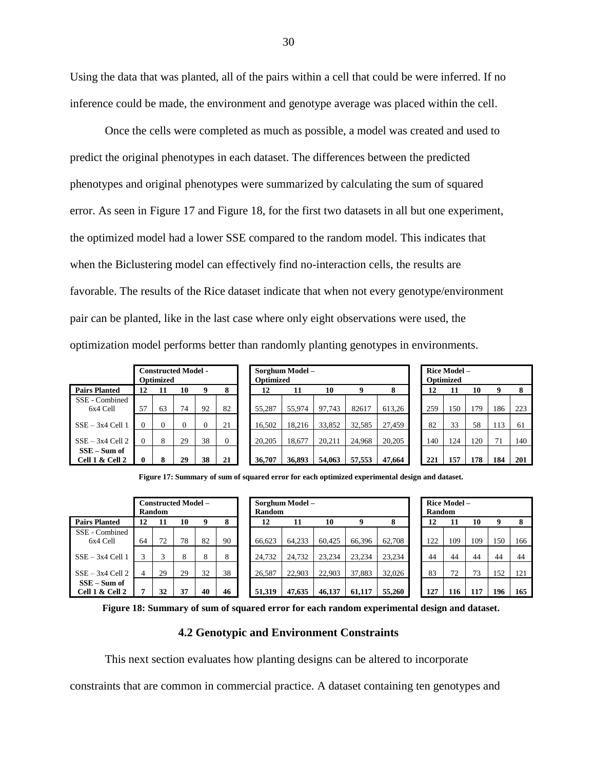Using the data that was planted, all of the pairs within a cell that could be were inferred. If no inference could be made, the environment and genotype average was placed within the cell.

Once the cells were completed as much as possible, a model was created and used to predict the original phenotypes in each dataset. The differences between the predicted phenotypes and original phenotypes were summarized by calculating the sum of squared error. As seen in Figure 17 and Figure 18, for the first two datasets in all but one experiment, the optimized model had a lower SSE compared to the random model. This indicates that when the Biclustering model can effectively find no-interaction cells, the results are favorable. The results of the Rice dataset indicate that when not every genotype/environment pair can be planted, like in the last case where only eight observations were used, the optimization model performs better than randomly planting genotypes in environments.

| | Constructed Model - Optimized | | | | | Sorghum Model – Optimized | | | | | Rice Model – Optimized | | | | |
|---|---|---|---|---|---|---|---|---|---|---|---|---|---|---|---|
| **Pairs Planted** | **12** | **11** | **10** | **9** | **8** | **12** | **11** | **10** | **9** | **8** | **12** | **11** | **10** | **9** | **8** |
| SSE - Combined 6x4 Cell | 57 | 63 | 74 | 92 | 82 | 55,287 | 55,974 | 97,743 | 82617 | 613,26 | 259 | 150 | 179 | 186 | 223 |
| SSE – 3x4 Cell 1 | 0 | 0 | 0 | 0 | 21 | 16,502 | 18,216 | 33,852 | 32,585 | 27,459 | 82 | 33 | 58 | 113 | 61 |
| SSE – 3x4 Cell 2 | 0 | 8 | 29 | 38 | 0 | 20,205 | 18,677 | 20,211 | 24,968 | 20,205 | 140 | 124 | 120 | 71 | 140 |
| **SSE – Sum of Cell 1 & Cell 2** | **0** | **8** | **29** | **38** | **21** | **36,707** | **36,893** | **54,063** | **57,553** | **47,664** | **221** | **157** | **178** | **184** | **201** |

**Figure 17: Summary of sum of squared error for each optimized experimental design and dataset.**

| | Constructed Model – Random | | | | | Sorghum Model – Random | | | | | Rice Model – Random | | | | |
|---|---|---|---|---|---|---|---|---|---|---|---|---|---|---|---|
| **Pairs Planted** | **12** | **11** | **10** | **9** | **8** | **12** | **11** | **10** | **9** | **8** | **12** | **11** | **10** | **9** | **8** |
| SSE - Combined 6x4 Cell | 64 | 72 | 78 | 82 | 90 | 66,623 | 64,233 | 60,425 | 66,396 | 62,708 | 122 | 109 | 109 | 150 | 166 |
| SSE – 3x4 Cell 1 | 3 | 3 | 8 | 8 | 8 | 24,732 | 24,732 | 23,234 | 23,234 | 23,234 | 44 | 44 | 44 | 44 | 44 |
| SSE – 3x4 Cell 2 | 4 | 29 | 29 | 32 | 38 | 26,587 | 22,903 | 22,903 | 37,883 | 32,026 | 83 | 72 | 73 | 152 | 121 |
| **SSE – Sum of Cell 1 & Cell 2** | **7** | **32** | **37** | **40** | **46** | **51,319** | **47,635** | **46,137** | **61,117** | **55,260** | **127** | **116** | **117** | **196** | **165** |

**Figure 18: Summary of sum of squared error for each random experimental design and dataset.**

## 4.2 Genotypic and Environment Constraints

This next section evaluates how planting designs can be altered to incorporate constraints that are common in commercial practice. A dataset containing ten genotypes and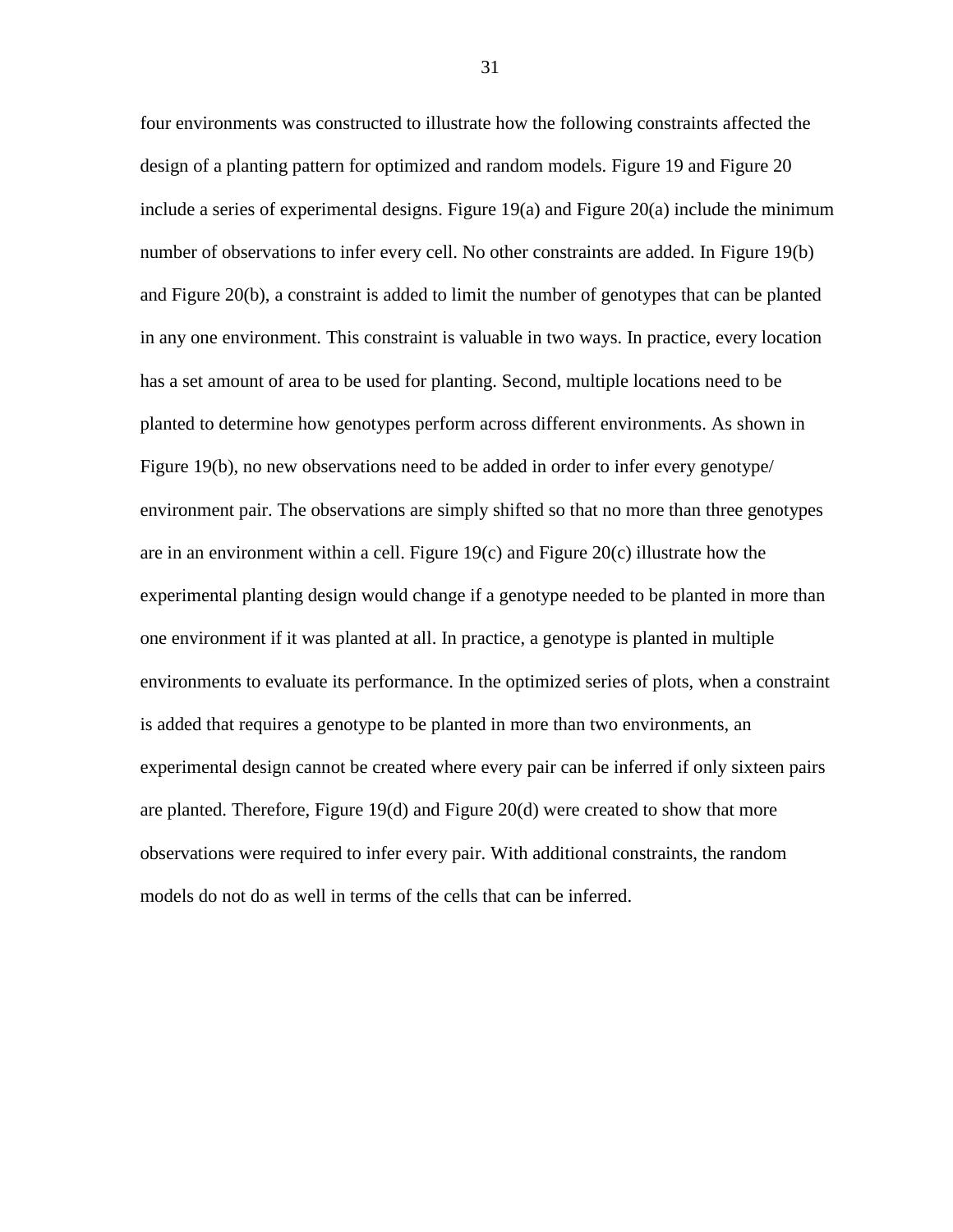four environments was constructed to illustrate how the following constraints affected the design of a planting pattern for optimized and random models. Figure 19 and Figure 20 include a series of experimental designs. Figure 19(a) and Figure 20(a) include the minimum number of observations to infer every cell. No other constraints are added. In Figure 19(b) and Figure 20(b), a constraint is added to limit the number of genotypes that can be planted in any one environment. This constraint is valuable in two ways. In practice, every location has a set amount of area to be used for planting. Second, multiple locations need to be planted to determine how genotypes perform across different environments. As shown in Figure 19(b), no new observations need to be added in order to infer every genotype/ environment pair. The observations are simply shifted so that no more than three genotypes are in an environment within a cell. Figure 19(c) and Figure 20(c) illustrate how the experimental planting design would change if a genotype needed to be planted in more than one environment if it was planted at all. In practice, a genotype is planted in multiple environments to evaluate its performance. In the optimized series of plots, when a constraint is added that requires a genotype to be planted in more than two environments, an experimental design cannot be created where every pair can be inferred if only sixteen pairs are planted. Therefore, Figure 19(d) and Figure 20(d) were created to show that more observations were required to infer every pair. With additional constraints, the random models do not do as well in terms of the cells that can be inferred.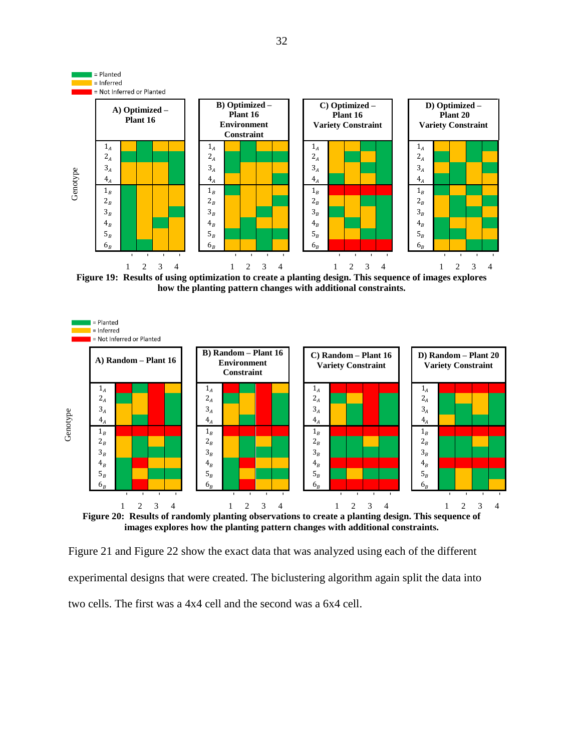Figure 19: Results of using optimization to create a planting design. This sequence of images explores how the planting pattern changes with additional constraints.

Figure 20: Results of randomly planting observations to create a planting design. This sequence of images explores how the planting pattern changes with additional constraints.

Figure 21 and Figure 22 show the exact data that was analyzed using each of the different experimental designs that were created. The biclustering algorithm again split the data into two cells. The first was a 4x4 cell and the second was a 6x4 cell.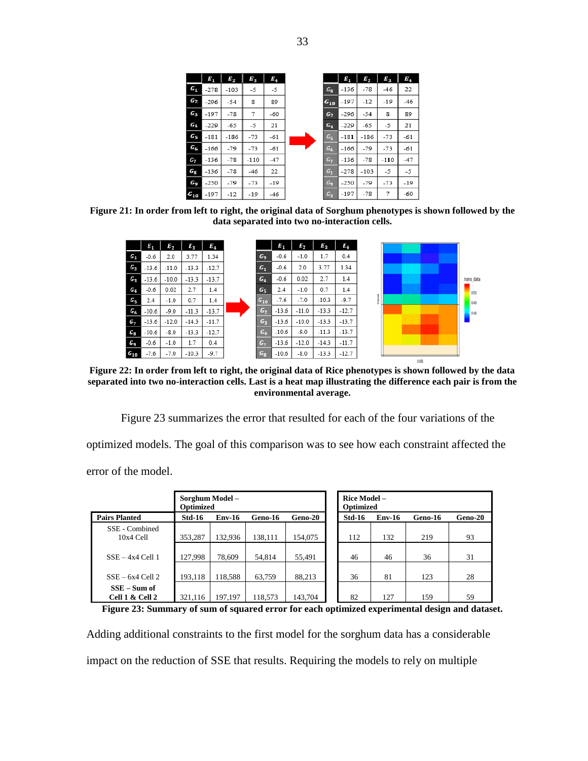| | $E_1$ | $E_2$ | $E_3$ | $E_4$ |
|---|---|---|---|---|
| $G_1$ | -278 | -103 | -5 | -5 |
| $G_2$ | -296 | -54 | 8 | 89 |
| $G_3$ | -197 | -78 | 7 | -60 |
| $G_4$ | -229 | -65 | -5 | 21 |
| $G_5$ | -181 | -186 | -73 | -61 |
| $G_6$ | -166 | -79 | -73 | -61 |
| $G_7$ | -136 | -78 | -110 | -47 |
| $G_8$ | -136 | -78 | -46 | 22 |
| $G_9$ | -250 | -79 | -73 | -19 |
| $G_{10}$ | -197 | -12 | -19 | -46 |

| | $E_1$ | $E_2$ | $E_3$ | $E_4$ |
|---|---|---|---|---|
| $G_8$ | -136 | -78 | -46 | 22 |
| $G_{10}$ | -197 | -12 | -19 | -46 |
| $G_2$ | -296 | -54 | 8 | 89 |
| $G_4$ | -229 | -65 | -5 | 21 |
| $G_5$ | -181 | -186 | -73 | -61 |
| $G_6$ | -166 | -79 | -73 | -61 |
| $G_7$ | -136 | -78 | -110 | -47 |
| $G_1$ | -278 | -103 | -5 | -5 |
| $G_9$ | -250 | -79 | -73 | -19 |
| $G_3$ | -197 | -78 | 7 | -60 |

**Figure 21: In order from left to right, the original data of Sorghum phenotypes is shown followed by the data separated into two no-interaction cells.**

| | $E_1$ | $E_2$ | $E_3$ | $E_4$ |
|---|---|---|---|---|
| $G_1$ | -0.6 | 2.0 | 3.77 | 1.34 |
| $G_2$ | -13.6 | -11.0 | -13.3 | -12.7 |
| $G_3$ | -13.6 | -10.0 | -13.3 | -13.7 |
| $G_4$ | -0.6 | 0.02 | 2.7 | 1.4 |
| $G_5$ | 2.4 | -1.0 | 0.7 | 1.4 |
| $G_6$ | -10.6 | -9.0 | -11.3 | -13.7 |
| $G_7$ | -13.6 | -12.0 | -14.3 | -11.7 |
| $G_8$ | -10.6 | -8.0 | -13.3 | -12.7 |
| $G_9$ | -0.6 | -1.0 | 1.7 | 0.4 |
| $G_{10}$ | -7.6 | -7.0 | -10.3 | -9.7 |

| | $E_1$ | $E_2$ | $E_3$ | $E_4$ |
|---|---|---|---|---|
| $G_9$ | -0.6 | -1.0 | 1.7 | 0.4 |
| $G_1$ | -0.6 | 2.0 | 3.77 | 1.34 |
| $G_4$ | -0.6 | 0.02 | 2.7 | 1.4 |
| $G_5$ | 2.4 | -1.0 | 0.7 | 1.4 |
| $G_{10}$ | -7.6 | -7.0 | -10.3 | -9.7 |
| $G_2$ | -13.6 | -11.0 | -13.3 | -12.7 |
| $G_3$ | -13.6 | -10.0 | -13.3 | -13.7 |
| $G_6$ | -10.6 | -9.0 | -11.3 | -13.7 |
| $G_7$ | -13.6 | -12.0 | -14.3 | -11.7 |
| $G_8$ | -10.6 | -8.0 | -13.3 | -12.7 |

**Figure 22: In order from left to right, the original data of Rice phenotypes is shown followed by the data separated into two no-interaction cells. Last is a heat map illustrating the difference each pair is from the environmental average.**

Figure 23 summarizes the error that resulted for each of the four variations of the optimized models. The goal of this comparison was to see how each constraint affected the error of the model.

| | Sorghum Model – Optimized | | | | Rice Model – Optimized | | | |
|---|---|---|---|---|---|---|---|---|
| **Pairs Planted** | **Std-16** | **Env-16** | **Geno-16** | **Geno-20** | **Std-16** | **Env-16** | **Geno-16** | **Geno-20** |
| SSE - Combined 10x4 Cell | 353,287 | 132,936 | 138,111 | 154,075 | 112 | 132 | 219 | 93 |
| SSE – 4x4 Cell 1 | 127,998 | 78,609 | 54,814 | 55,491 | 46 | 46 | 36 | 31 |
| SSE – 6x4 Cell 2 | 193,118 | 118,588 | 63,759 | 88,213 | 36 | 81 | 123 | 28 |
| **SSE – Sum of Cell 1 & Cell 2** | 321,116 | 197,197 | 118,573 | 143,704 | 82 | 127 | 159 | 59 |

**Figure 23: Summary of sum of squared error for each optimized experimental design and dataset.**

Adding additional constraints to the first model for the sorghum data has a considerable impact on the reduction of SSE that results. Requiring the models to rely on multiple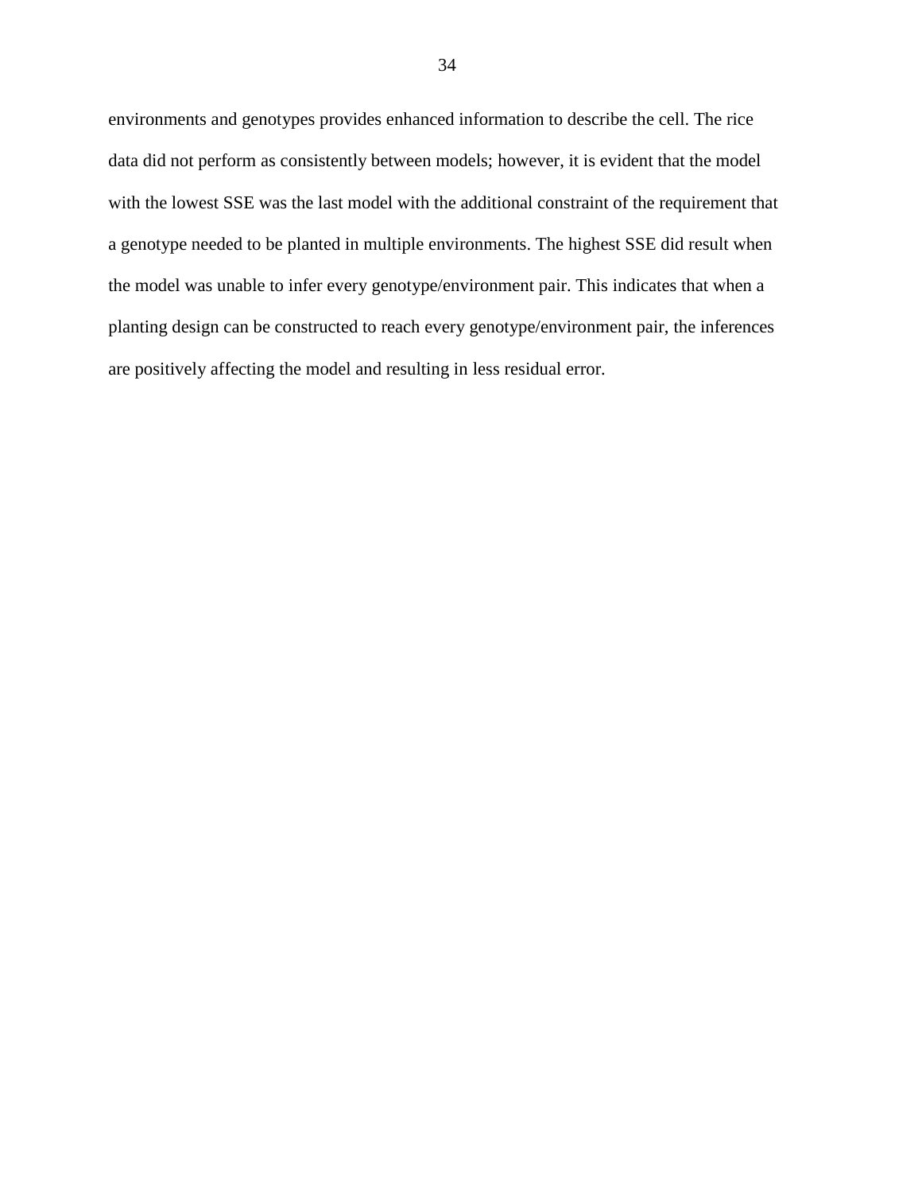environments and genotypes provides enhanced information to describe the cell. The rice data did not perform as consistently between models; however, it is evident that the model with the lowest SSE was the last model with the additional constraint of the requirement that a genotype needed to be planted in multiple environments. The highest SSE did result when the model was unable to infer every genotype/environment pair. This indicates that when a planting design can be constructed to reach every genotype/environment pair, the inferences are positively affecting the model and resulting in less residual error.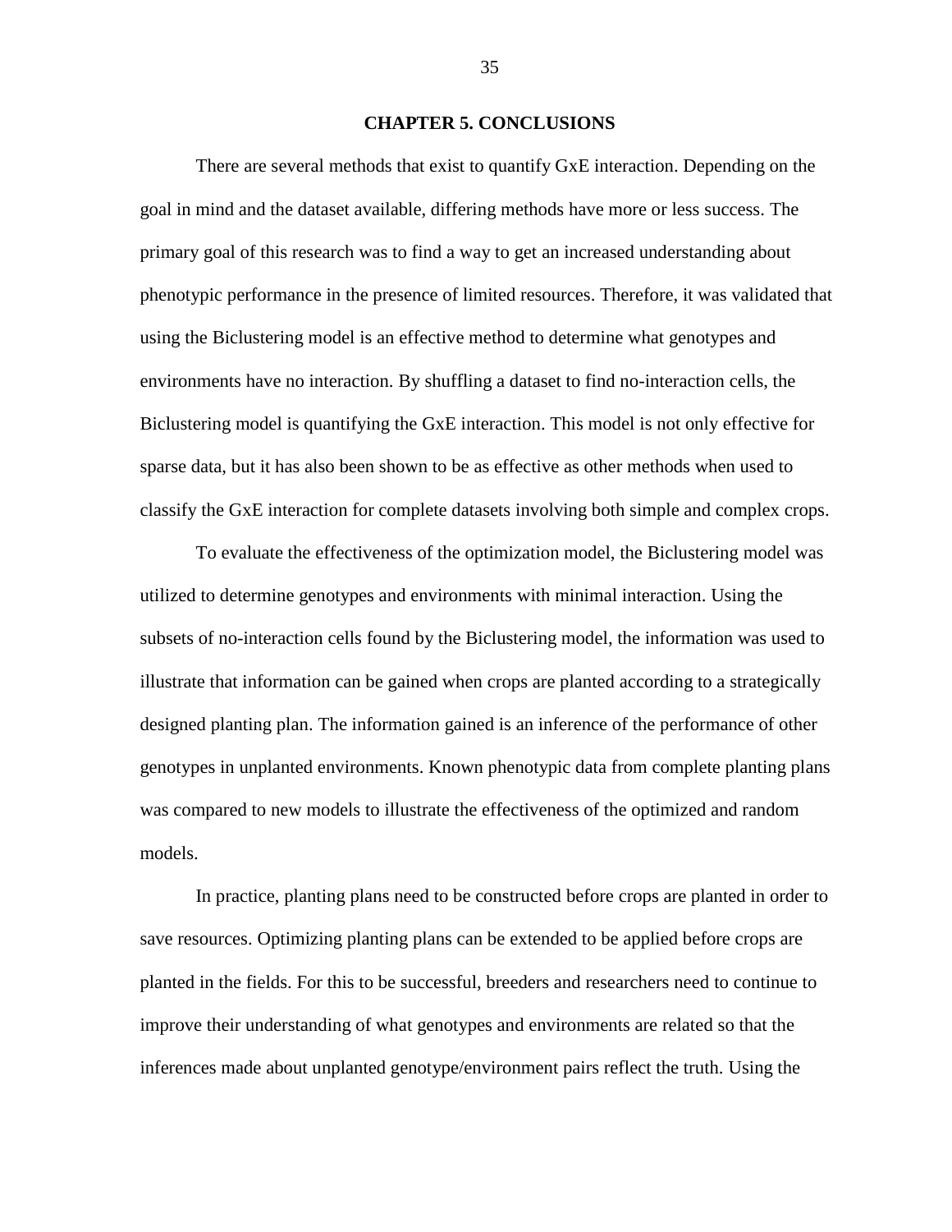# CHAPTER 5. CONCLUSIONS

There are several methods that exist to quantify GxE interaction. Depending on the goal in mind and the dataset available, differing methods have more or less success. The primary goal of this research was to find a way to get an increased understanding about phenotypic performance in the presence of limited resources. Therefore, it was validated that using the Biclustering model is an effective method to determine what genotypes and environments have no interaction. By shuffling a dataset to find no-interaction cells, the Biclustering model is quantifying the GxE interaction. This model is not only effective for sparse data, but it has also been shown to be as effective as other methods when used to classify the GxE interaction for complete datasets involving both simple and complex crops.

To evaluate the effectiveness of the optimization model, the Biclustering model was utilized to determine genotypes and environments with minimal interaction. Using the subsets of no-interaction cells found by the Biclustering model, the information was used to illustrate that information can be gained when crops are planted according to a strategically designed planting plan. The information gained is an inference of the performance of other genotypes in unplanted environments. Known phenotypic data from complete planting plans was compared to new models to illustrate the effectiveness of the optimized and random models.

In practice, planting plans need to be constructed before crops are planted in order to save resources. Optimizing planting plans can be extended to be applied before crops are planted in the fields. For this to be successful, breeders and researchers need to continue to improve their understanding of what genotypes and environments are related so that the inferences made about unplanted genotype/environment pairs reflect the truth. Using the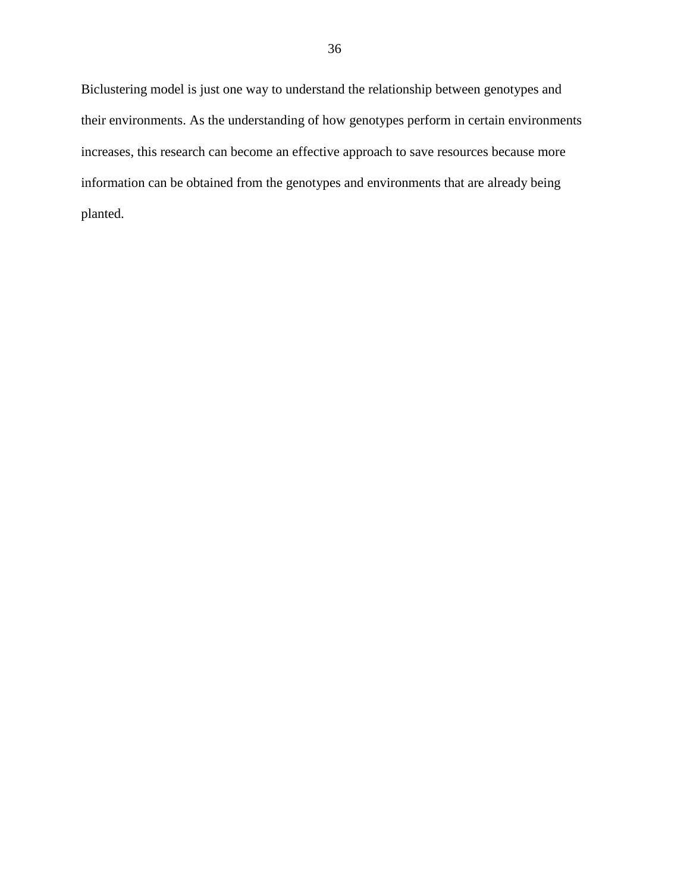Biclustering model is just one way to understand the relationship between genotypes and their environments. As the understanding of how genotypes perform in certain environments increases, this research can become an effective approach to save resources because more information can be obtained from the genotypes and environments that are already being planted.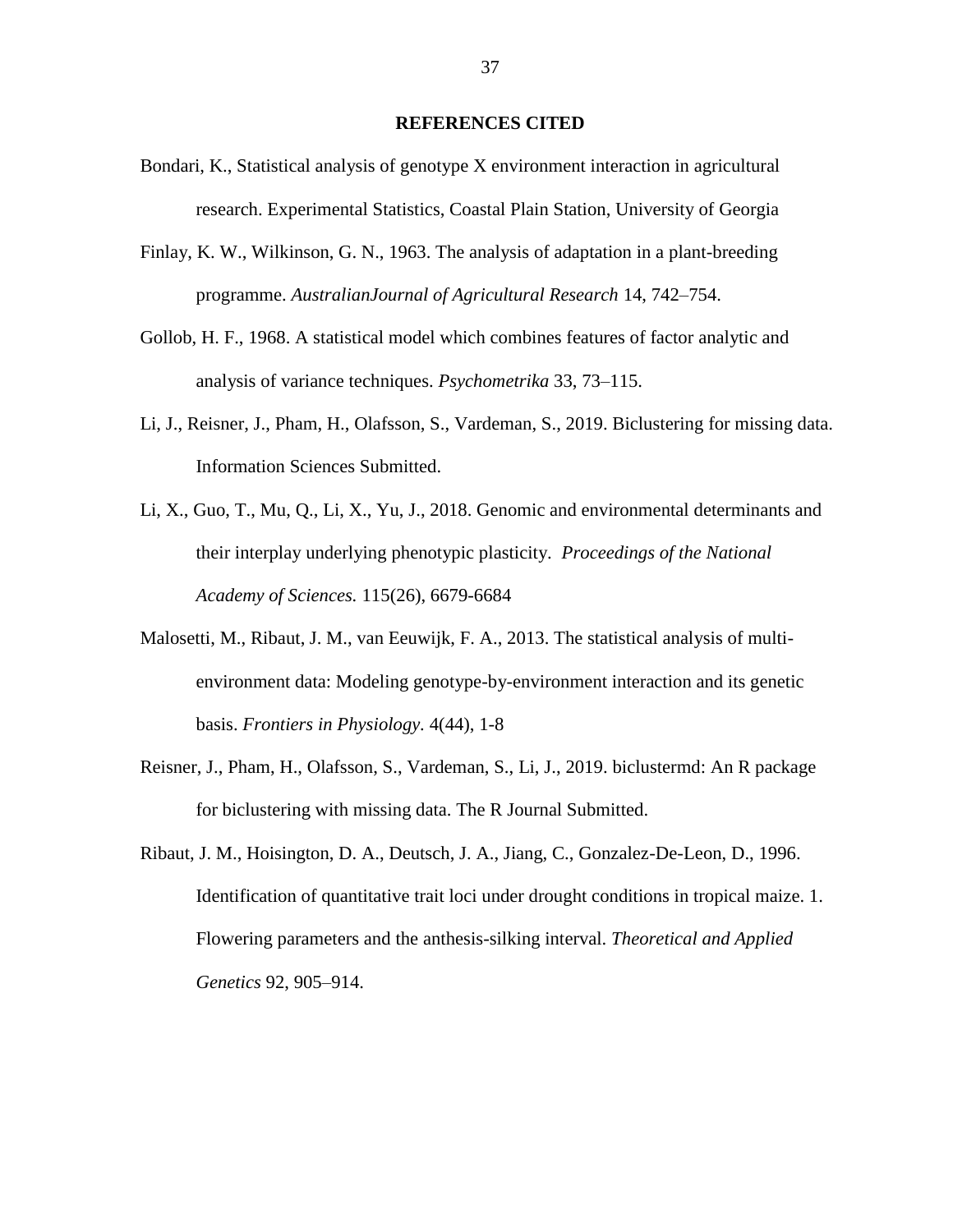## REFERENCES CITED

Bondari, K., Statistical analysis of genotype X environment interaction in agricultural research. Experimental Statistics, Coastal Plain Station, University of Georgia

Finlay, K. W., Wilkinson, G. N., 1963. The analysis of adaptation in a plant-breeding programme. *AustralianJournal of Agricultural Research* 14, 742–754.

Gollob, H. F., 1968. A statistical model which combines features of factor analytic and analysis of variance techniques. *Psychometrika* 33, 73–115.

Li, J., Reisner, J., Pham, H., Olafsson, S., Vardeman, S., 2019. Biclustering for missing data. Information Sciences Submitted.

Li, X., Guo, T., Mu, Q., Li, X., Yu, J., 2018. Genomic and environmental determinants and their interplay underlying phenotypic plasticity. *Proceedings of the National Academy of Sciences.* 115(26), 6679-6684

Malosetti, M., Ribaut, J. M., van Eeuwijk, F. A., 2013. The statistical analysis of multi-environment data: Modeling genotype-by-environment interaction and its genetic basis. *Frontiers in Physiology*. 4(44), 1-8

Reisner, J., Pham, H., Olafsson, S., Vardeman, S., Li, J., 2019. biclustermd: An R package for biclustering with missing data. The R Journal Submitted.

Ribaut, J. M., Hoisington, D. A., Deutsch, J. A., Jiang, C., Gonzalez-De-Leon, D., 1996. Identification of quantitative trait loci under drought conditions in tropical maize. 1. Flowering parameters and the anthesis-silking interval. *Theoretical and Applied Genetics* 92, 905–914.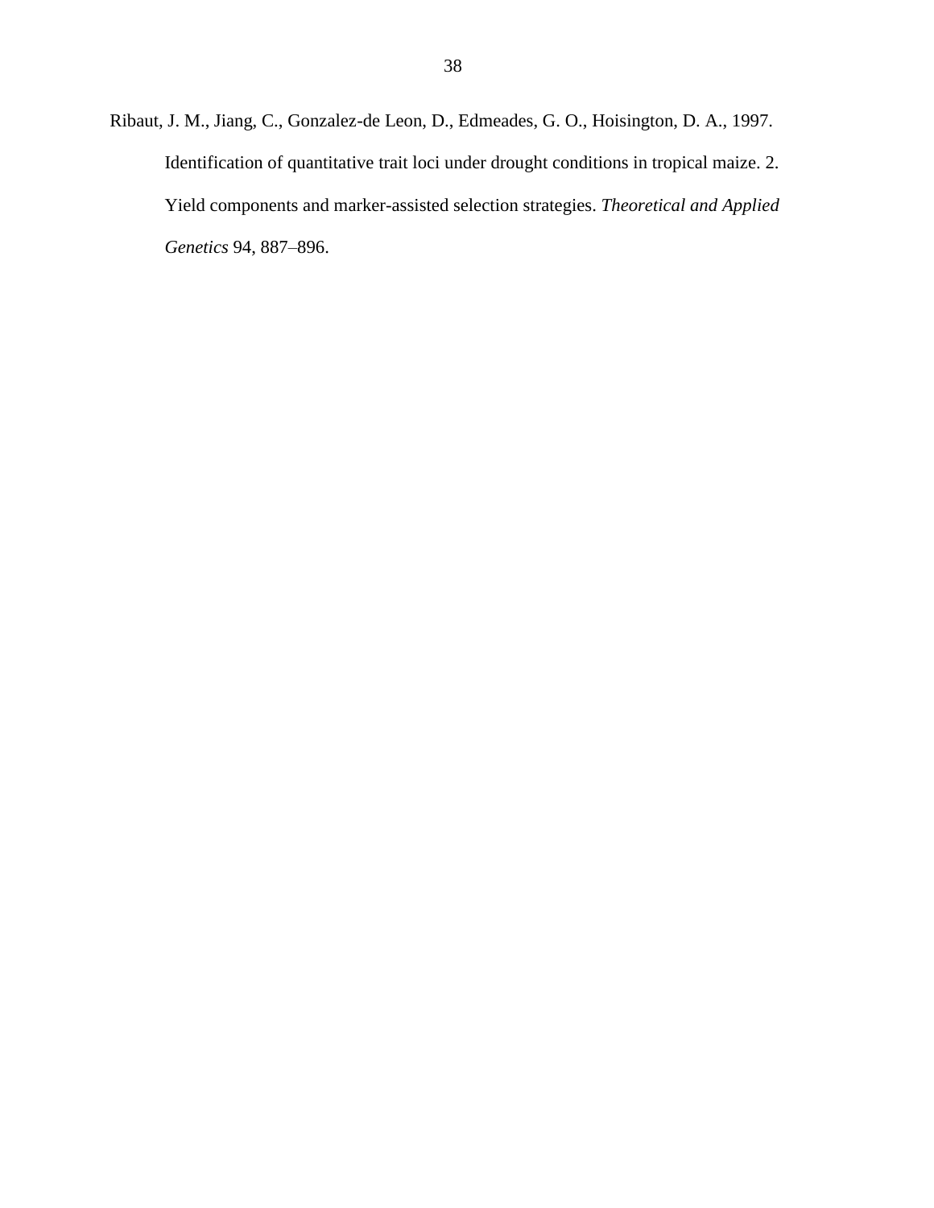Ribaut, J. M., Jiang, C., Gonzalez-de Leon, D., Edmeades, G. O., Hoisington, D. A., 1997. Identification of quantitative trait loci under drought conditions in tropical maize. 2. Yield components and marker-assisted selection strategies. *Theoretical and Applied Genetics* 94, 887–896.